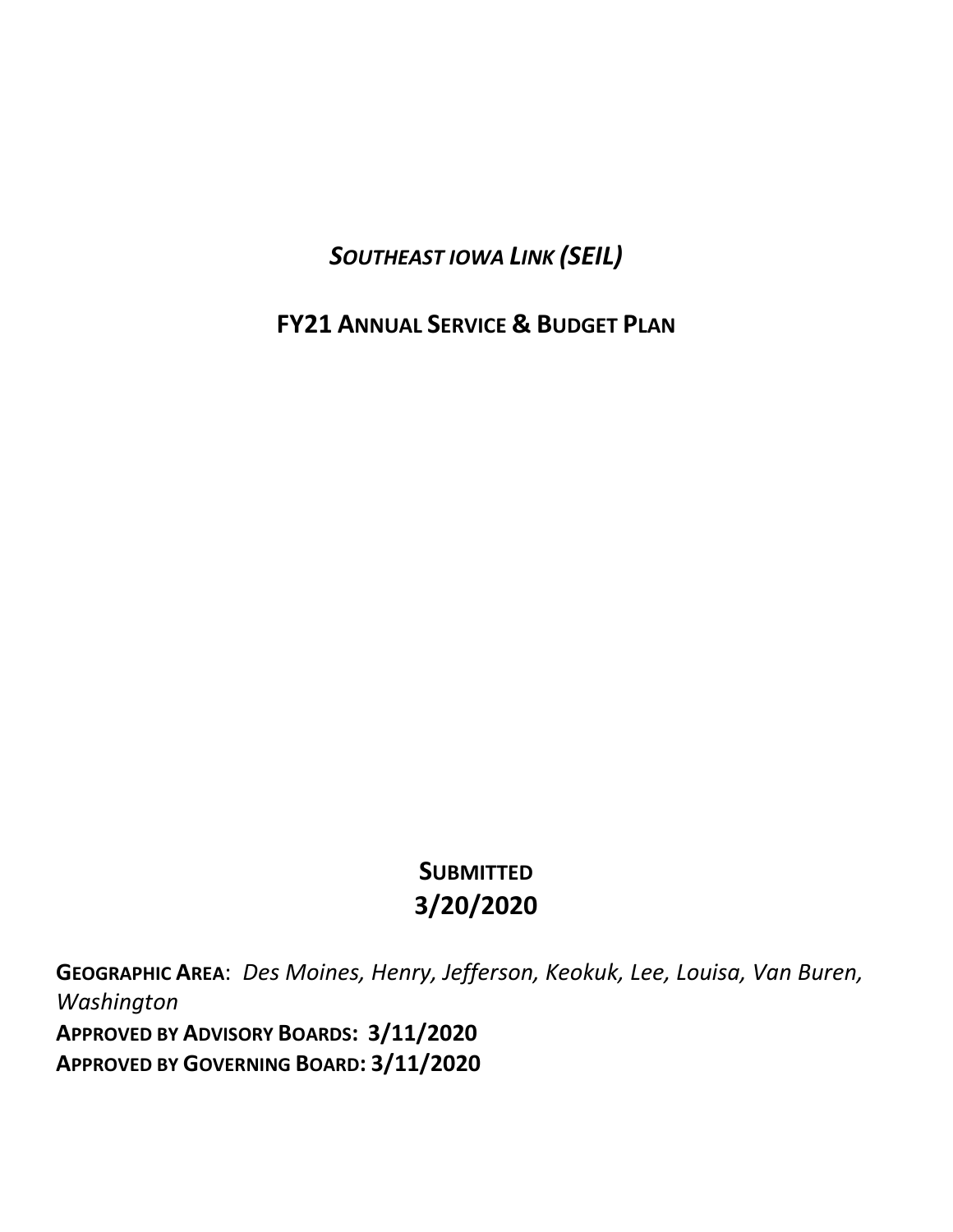# *Southeast Iowa Link (SEIL)*

## FY21 Annual Service & Budget Plan

**Submitted**
**3/20/2020**

**Geographic Area**: *Des Moines, Henry, Jefferson, Keokuk, Lee, Louisa, Van Buren, Washington*

**Approved by Advisory Boards: 3/11/2020**

**Approved by Governing Board: 3/11/2020**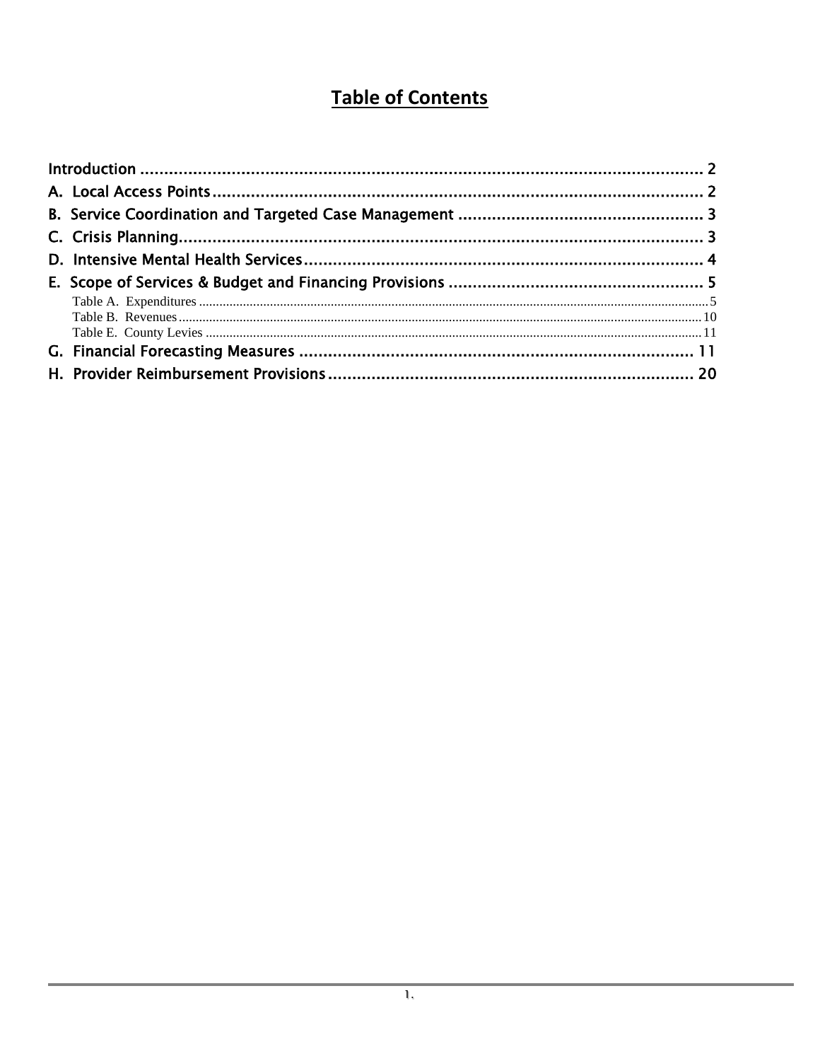# Table of Contents

Introduction .................................................................................................................. 2
A. Local Access Points .................................................................................................. 2
B. Service Coordination and Targeted Case Management .................................................. 3
C. Crisis Planning .......................................................................................................... 3
D. Intensive Mental Health Services ................................................................................ 4
E. Scope of Services & Budget and Financing Provisions .................................................... 5
- Table A. Expenditures .................................................................................................. 5
- Table B. Revenues ...................................................................................................... 10
- Table E. County Levies ................................................................................................ 11

G. Financial Forecasting Measures ................................................................................... 11
H. Provider Reimbursement Provisions ............................................................................. 20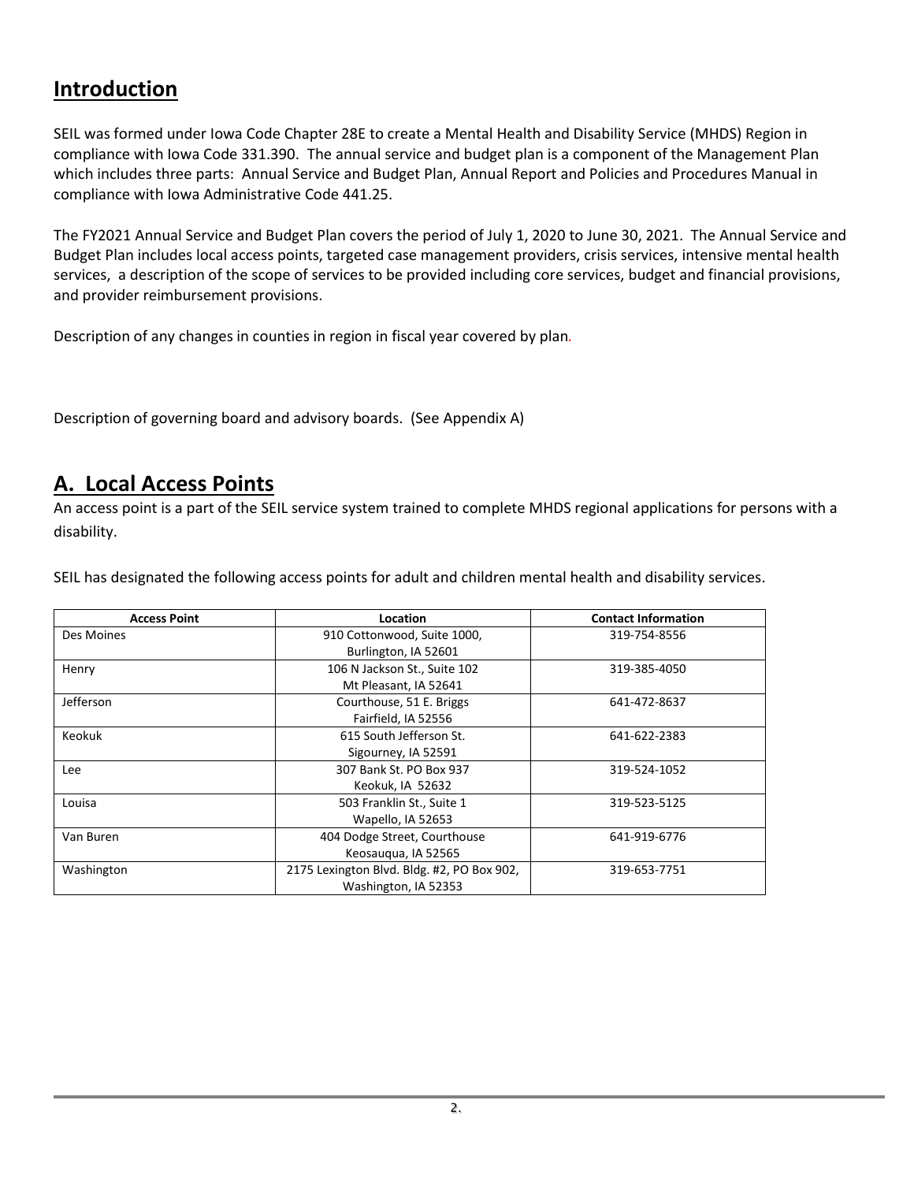## Introduction

SEIL was formed under Iowa Code Chapter 28E to create a Mental Health and Disability Service (MHDS) Region in compliance with Iowa Code 331.390. The annual service and budget plan is a component of the Management Plan which includes three parts: Annual Service and Budget Plan, Annual Report and Policies and Procedures Manual in compliance with Iowa Administrative Code 441.25.

The FY2021 Annual Service and Budget Plan covers the period of July 1, 2020 to June 30, 2021. The Annual Service and Budget Plan includes local access points, targeted case management providers, crisis services, intensive mental health services, a description of the scope of services to be provided including core services, budget and financial provisions, and provider reimbursement provisions.

Description of any changes in counties in region in fiscal year covered by plan.

Description of governing board and advisory boards. (See Appendix A)

## A. Local Access Points

An access point is a part of the SEIL service system trained to complete MHDS regional applications for persons with a disability.

SEIL has designated the following access points for adult and children mental health and disability services.

| Access Point | Location | Contact Information |
|---|---|---|
| Des Moines | 910 Cottonwood, Suite 1000, Burlington, IA 52601 | 319-754-8556 |
| Henry | 106 N Jackson St., Suite 102 Mt Pleasant, IA 52641 | 319-385-4050 |
| Jefferson | Courthouse, 51 E. Briggs Fairfield, IA 52556 | 641-472-8637 |
| Keokuk | 615 South Jefferson St. Sigourney, IA 52591 | 641-622-2383 |
| Lee | 307 Bank St. PO Box 937 Keokuk, IA 52632 | 319-524-1052 |
| Louisa | 503 Franklin St., Suite 1 Wapello, IA 52653 | 319-523-5125 |
| Van Buren | 404 Dodge Street, Courthouse Keosauqua, IA 52565 | 641-919-6776 |
| Washington | 2175 Lexington Blvd. Bldg. #2, PO Box 902, Washington, IA 52353 | 319-653-7751 |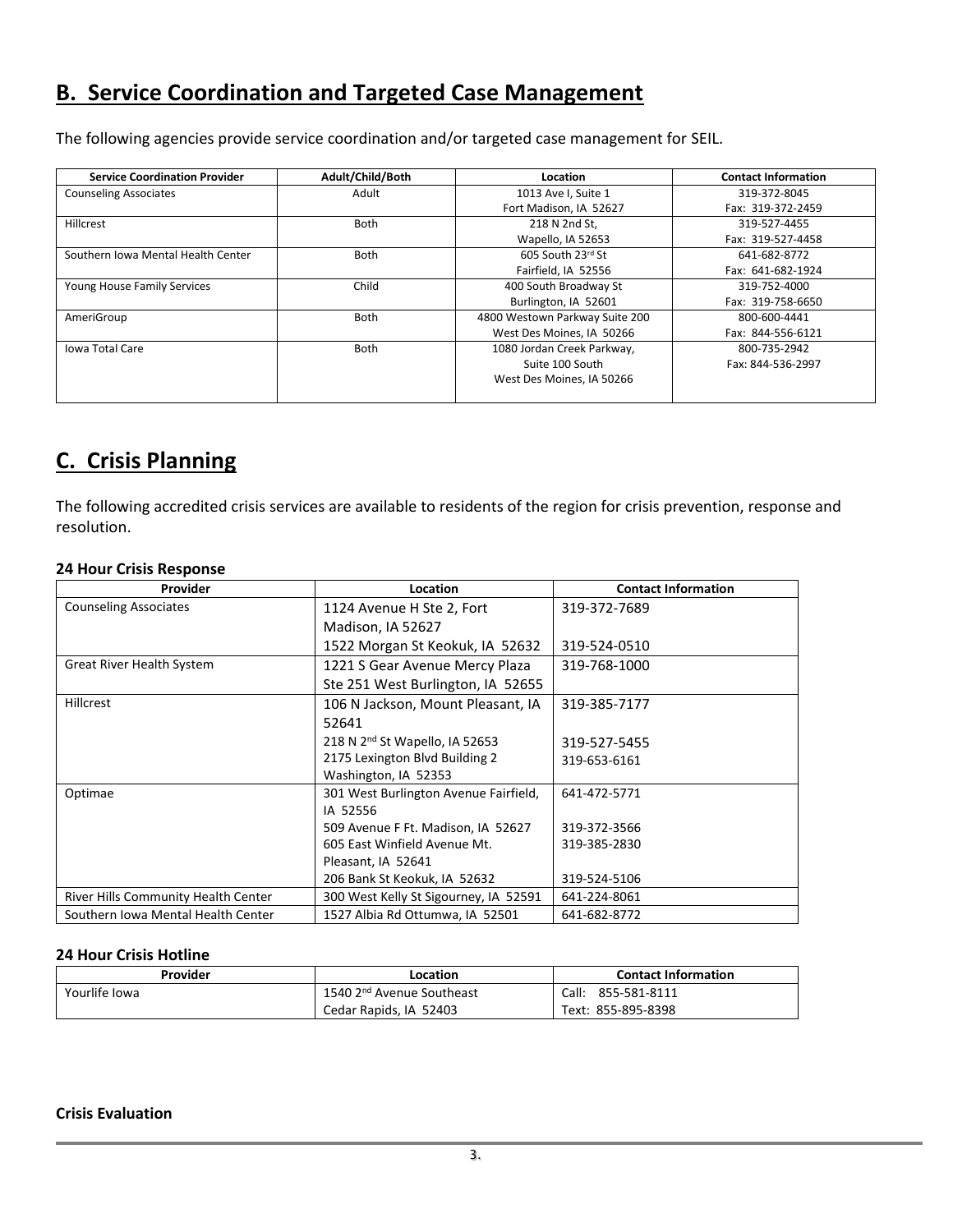## B. Service Coordination and Targeted Case Management

The following agencies provide service coordination and/or targeted case management for SEIL.

| Service Coordination Provider | Adult/Child/Both | Location | Contact Information |
|---|---|---|---|
| Counseling Associates | Adult | 1013 Ave I, Suite 1<br>Fort Madison, IA 52627 | 319-372-8045<br>Fax: 319-372-2459 |
| Hillcrest | Both | 218 N 2nd St,<br>Wapello, IA 52653 | 319-527-4455<br>Fax: 319-527-4458 |
| Southern Iowa Mental Health Center | Both | 605 South 23rd St<br>Fairfield, IA 52556 | 641-682-8772<br>Fax: 641-682-1924 |
| Young House Family Services | Child | 400 South Broadway St<br>Burlington, IA 52601 | 319-752-4000<br>Fax: 319-758-6650 |
| AmeriGroup | Both | 4800 Westown Parkway Suite 200<br>West Des Moines, IA 50266 | 800-600-4441<br>Fax: 844-556-6121 |
| Iowa Total Care | Both | 1080 Jordan Creek Parkway,<br>Suite 100 South<br>West Des Moines, IA 50266 | 800-735-2942<br>Fax: 844-536-2997 |

## C. Crisis Planning

The following accredited crisis services are available to residents of the region for crisis prevention, response and resolution.

**24 Hour Crisis Response**

| Provider | Location | Contact Information |
|---|---|---|
| Counseling Associates | 1124 Avenue H Ste 2, Fort Madison, IA 52627<br>1522 Morgan St Keokuk, IA 52632 | 319-372-7689<br>319-524-0510 |
| Great River Health System | 1221 S Gear Avenue Mercy Plaza Ste 251 West Burlington, IA 52655 | 319-768-1000 |
| Hillcrest | 106 N Jackson, Mount Pleasant, IA 52641<br>218 N 2nd St Wapello, IA 52653<br>2175 Lexington Blvd Building 2 Washington, IA 52353 | 319-385-7177<br>319-527-5455<br>319-653-6161 |
| Optimae | 301 West Burlington Avenue Fairfield, IA 52556<br>509 Avenue F Ft. Madison, IA 52627<br>605 East Winfield Avenue Mt. Pleasant, IA 52641<br>206 Bank St Keokuk, IA 52632 | 641-472-5771<br>319-372-3566<br>319-385-2830<br>319-524-5106 |
| River Hills Community Health Center | 300 West Kelly St Sigourney, IA 52591 | 641-224-8061 |
| Southern Iowa Mental Health Center | 1527 Albia Rd Ottumwa, IA 52501 | 641-682-8772 |

**24 Hour Crisis Hotline**

| Provider | Location | Contact Information |
|---|---|---|
| Yourlife Iowa | 1540 2nd Avenue Southeast<br>Cedar Rapids, IA 52403 | Call: 855-581-8111<br>Text: 855-895-8398 |

**Crisis Evaluation**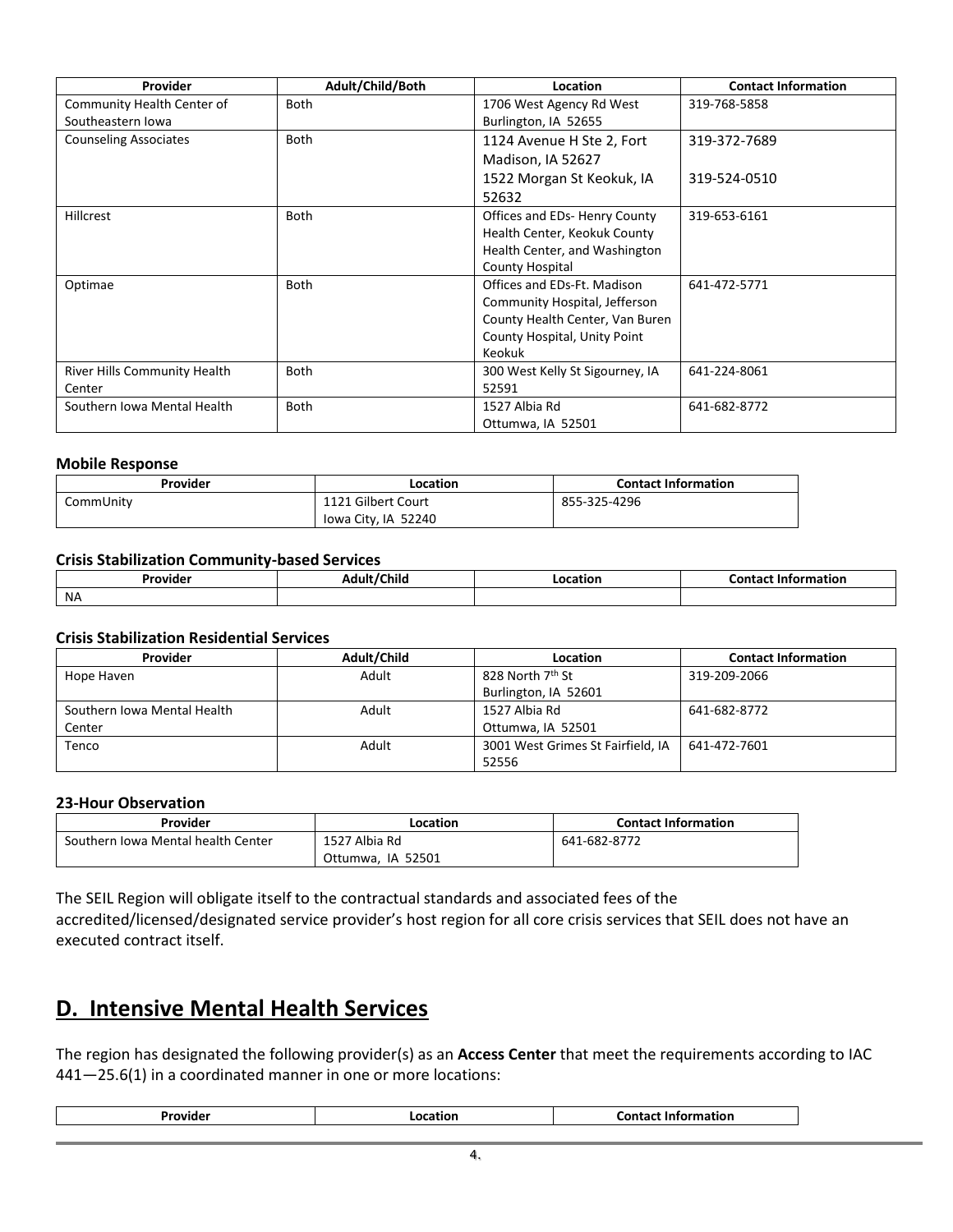| Provider | Adult/Child/Both | Location | Contact Information |
| --- | --- | --- | --- |
| Community Health Center of Southeastern Iowa | Both | 1706 West Agency Rd West Burlington, IA 52655 | 319-768-5858 |
| Counseling Associates | Both | 1124 Avenue H Ste 2, Fort Madison, IA 52627<br>1522 Morgan St Keokuk, IA 52632 | 319-372-7689<br>319-524-0510 |
| Hillcrest | Both | Offices and EDs- Henry County Health Center, Keokuk County Health Center, and Washington County Hospital | 319-653-6161 |
| Optimae | Both | Offices and EDs-Ft. Madison Community Hospital, Jefferson County Health Center, Van Buren County Hospital, Unity Point Keokuk | 641-472-5771 |
| River Hills Community Health Center | Both | 300 West Kelly St Sigourney, IA 52591 | 641-224-8061 |
| Southern Iowa Mental Health | Both | 1527 Albia Rd Ottumwa, IA 52501 | 641-682-8772 |

**Mobile Response**

| Provider | Location | Contact Information |
| --- | --- | --- |
| CommUnity | 1121 Gilbert Court Iowa City, IA 52240 | 855-325-4296 |

**Crisis Stabilization Community-based Services**

| Provider | Adult/Child | Location | Contact Information |
| --- | --- | --- | --- |
| NA | | | |

**Crisis Stabilization Residential Services**

| Provider | Adult/Child | Location | Contact Information |
| --- | --- | --- | --- |
| Hope Haven | Adult | 828 North 7th St Burlington, IA 52601 | 319-209-2066 |
| Southern Iowa Mental Health Center | Adult | 1527 Albia Rd Ottumwa, IA 52501 | 641-682-8772 |
| Tenco | Adult | 3001 West Grimes St Fairfield, IA 52556 | 641-472-7601 |

**23-Hour Observation**

| Provider | Location | Contact Information |
| --- | --- | --- |
| Southern Iowa Mental health Center | 1527 Albia Rd Ottumwa, IA 52501 | 641-682-8772 |

The SEIL Region will obligate itself to the contractual standards and associated fees of the accredited/licensed/designated service provider's host region for all core crisis services that SEIL does not have an executed contract itself.

## D. Intensive Mental Health Services

The region has designated the following provider(s) as an **Access Center** that meet the requirements according to IAC 441—25.6(1) in a coordinated manner in one or more locations:

| Provider | Location | Contact Information |
| --- | --- | --- |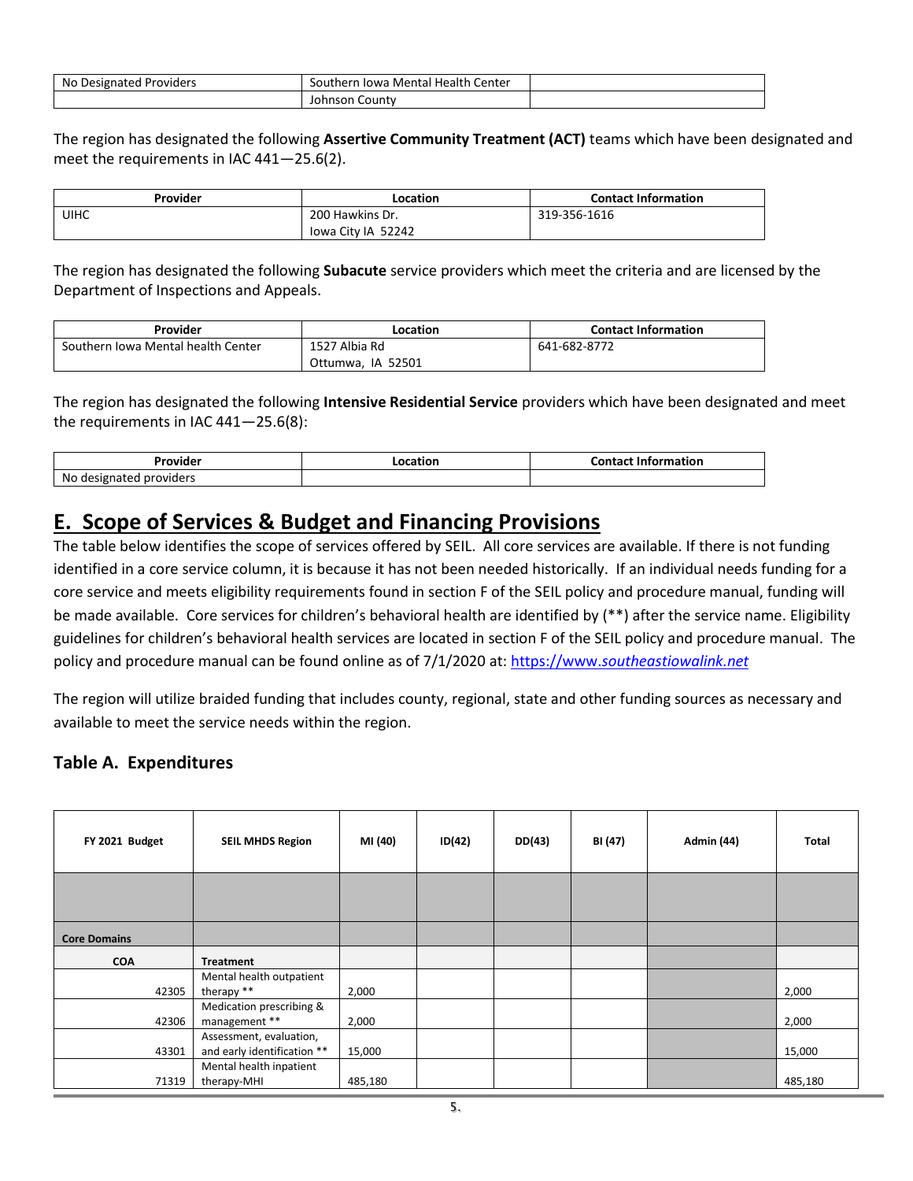| No Designated Providers | Southern Iowa Mental Health Center | |
|---|---|---|
| | Johnson County | |

The region has designated the following **Assertive Community Treatment (ACT)** teams which have been designated and meet the requirements in IAC 441—25.6(2).

| Provider | Location | Contact Information |
|---|---|---|
| UIHC | 200 Hawkins Dr.<br>Iowa City IA 52242 | 319-356-1616 |

The region has designated the following **Subacute** service providers which meet the criteria and are licensed by the Department of Inspections and Appeals.

| Provider | Location | Contact Information |
|---|---|---|
| Southern Iowa Mental health Center | 1527 Albia Rd<br>Ottumwa, IA 52501 | 641-682-8772 |

The region has designated the following **Intensive Residential Service** providers which have been designated and meet the requirements in IAC 441—25.6(8):

| Provider | Location | Contact Information |
|---|---|---|
| No designated providers | | |

## E. Scope of Services & Budget and Financing Provisions

The table below identifies the scope of services offered by SEIL. All core services are available. If there is not funding identified in a core service column, it is because it has not been needed historically. If an individual needs funding for a core service and meets eligibility requirements found in section F of the SEIL policy and procedure manual, funding will be made available. Core services for children's behavioral health are identified by (**) after the service name. Eligibility guidelines for children's behavioral health services are located in section F of the SEIL policy and procedure manual. The policy and procedure manual can be found online as of 7/1/2020 at: https://www.southeastiowalink.net

The region will utilize braided funding that includes county, regional, state and other funding sources as necessary and available to meet the service needs within the region.

### Table A. Expenditures

| FY 2021 Budget | SEIL MHDS Region | MI (40) | ID(42) | DD(43) | BI (47) | Admin (44) | Total |
|---|---|---|---|---|---|---|---|
| | | | | | | | |
| **Core Domains** | | | | | | | |
| **COA** | **Treatment** | | | | | | |
| 42305 | Mental health outpatient therapy ** | 2,000 | | | | | 2,000 |
| 42306 | Medication prescribing & management ** | 2,000 | | | | | 2,000 |
| 43301 | Assessment, evaluation, and early identification ** | 15,000 | | | | | 15,000 |
| 71319 | Mental health inpatient therapy-MHI | 485,180 | | | | | 485,180 |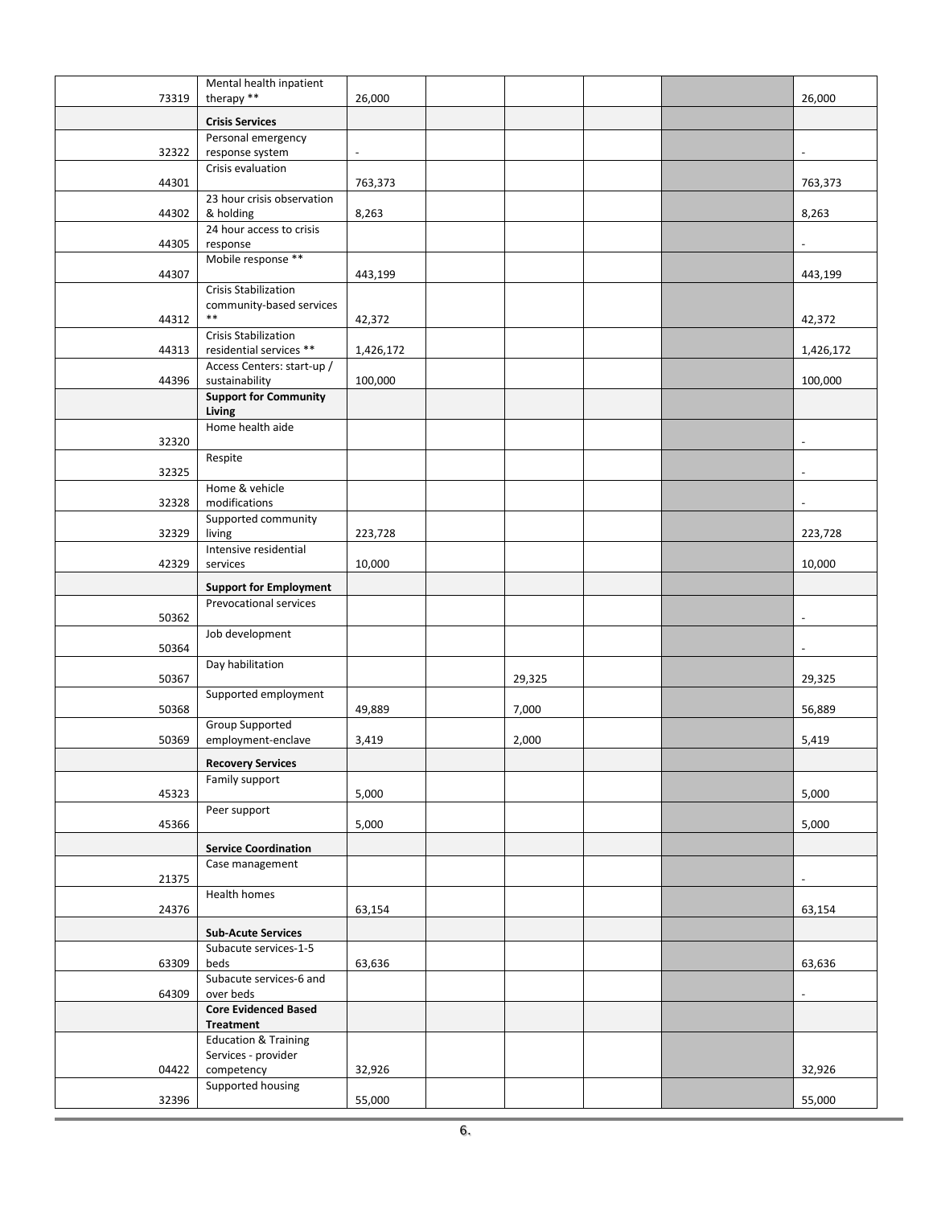| | | | | | | | |
|---|---|---|---|---|---|---|---|
| 73319 | Mental health inpatient therapy ** | 26,000 | | | | | 26,000 |
| | **Crisis Services** | | | | | | |
| 32322 | Personal emergency response system | - | | | | | - |
| 44301 | Crisis evaluation | 763,373 | | | | | 763,373 |
| 44302 | 23 hour crisis observation & holding | 8,263 | | | | | 8,263 |
| 44305 | 24 hour access to crisis response | | | | | | - |
| 44307 | Mobile response ** | 443,199 | | | | | 443,199 |
| 44312 | Crisis Stabilization community-based services ** | 42,372 | | | | | 42,372 |
| 44313 | Crisis Stabilization residential services ** | 1,426,172 | | | | | 1,426,172 |
| 44396 | Access Centers: start-up / sustainability | 100,000 | | | | | 100,000 |
| | **Support for Community Living** | | | | | | |
| 32320 | Home health aide | | | | | | - |
| 32325 | Respite | | | | | | - |
| 32328 | Home & vehicle modifications | | | | | | - |
| 32329 | Supported community living | 223,728 | | | | | 223,728 |
| 42329 | Intensive residential services | 10,000 | | | | | 10,000 |
| | **Support for Employment** | | | | | | |
| 50362 | Prevocational services | | | | | | - |
| 50364 | Job development | | | | | | - |
| 50367 | Day habilitation | | | 29,325 | | | 29,325 |
| 50368 | Supported employment | 49,889 | | 7,000 | | | 56,889 |
| 50369 | Group Supported employment-enclave | 3,419 | | 2,000 | | | 5,419 |
| | **Recovery Services** | | | | | | |
| 45323 | Family support | 5,000 | | | | | 5,000 |
| 45366 | Peer support | 5,000 | | | | | 5,000 |
| | **Service Coordination** | | | | | | |
| 21375 | Case management | | | | | | - |
| 24376 | Health homes | 63,154 | | | | | 63,154 |
| | **Sub-Acute Services** | | | | | | |
| 63309 | Subacute services-1-5 beds | 63,636 | | | | | 63,636 |
| 64309 | Subacute services-6 and over beds | | | | | | - |
| | **Core Evidenced Based Treatment** | | | | | | |
| 04422 | Education & Training Services - provider competency | 32,926 | | | | | 32,926 |
| 32396 | Supported housing | 55,000 | | | | | 55,000 |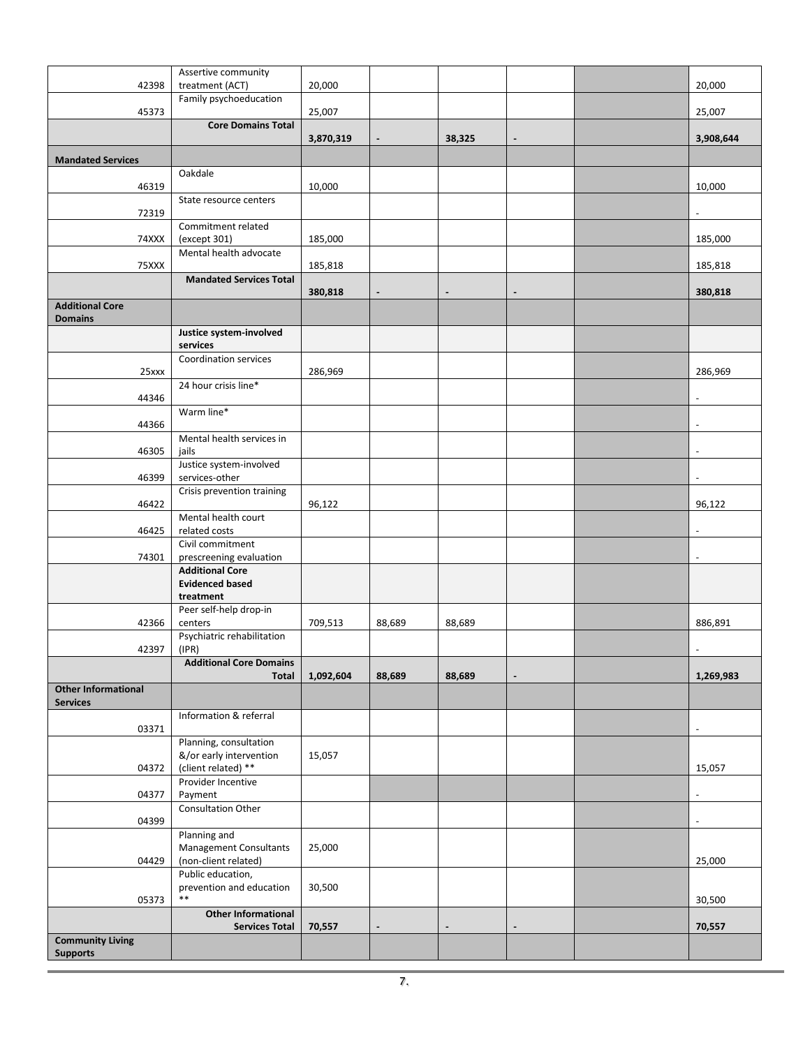| | | | | | | | |
|---|---|---|---|---|---|---|---|
| 42398 | Assertive community treatment (ACT) | 20,000 | | | | | 20,000 |
| 45373 | Family psychoeducation | 25,007 | | | | | 25,007 |
| | **Core Domains Total** | **3,870,319** | **-** | **38,325** | **-** | | **3,908,644** |
| **Mandated Services** | | | | | | | |
| 46319 | Oakdale | 10,000 | | | | | 10,000 |
| 72319 | State resource centers | | | | | | - |
| 74XXX | Commitment related (except 301) | 185,000 | | | | | 185,000 |
| 75XXX | Mental health advocate | 185,818 | | | | | 185,818 |
| | **Mandated Services Total** | **380,818** | **-** | **-** | **-** | | **380,818** |
| **Additional Core Domains** | | | | | | | |
| | **Justice system-involved services** | | | | | | |
| 25xxx | Coordination services | 286,969 | | | | | 286,969 |
| 44346 | 24 hour crisis line* | | | | | | - |
| 44366 | Warm line* | | | | | | - |
| 46305 | Mental health services in jails | | | | | | - |
| 46399 | Justice system-involved services-other | | | | | | - |
| 46422 | Crisis prevention training | 96,122 | | | | | 96,122 |
| 46425 | Mental health court related costs | | | | | | - |
| 74301 | Civil commitment prescreening evaluation | | | | | | - |
| | **Additional Core Evidenced based treatment** | | | | | | |
| 42366 | Peer self-help drop-in centers | 709,513 | 88,689 | 88,689 | | | 886,891 |
| 42397 | Psychiatric rehabilitation (IPR) | | | | | | - |
| | **Additional Core Domains Total** | **1,092,604** | **88,689** | **88,689** | **-** | | **1,269,983** |
| **Other Informational Services** | | | | | | | |
| 03371 | Information & referral | | | | | | - |
| 04372 | Planning, consultation &/or early intervention (client related) ** | 15,057 | | | | | 15,057 |
| 04377 | Provider Incentive Payment | | | | | | - |
| 04399 | Consultation Other | | | | | | - |
| 04429 | Planning and Management Consultants (non-client related) | 25,000 | | | | | 25,000 |
| 05373 | Public education, prevention and education ** | 30,500 | | | | | 30,500 |
| | **Other Informational Services Total** | **70,557** | **-** | **-** | **-** | | **70,557** |
| **Community Living Supports** | | | | | | | |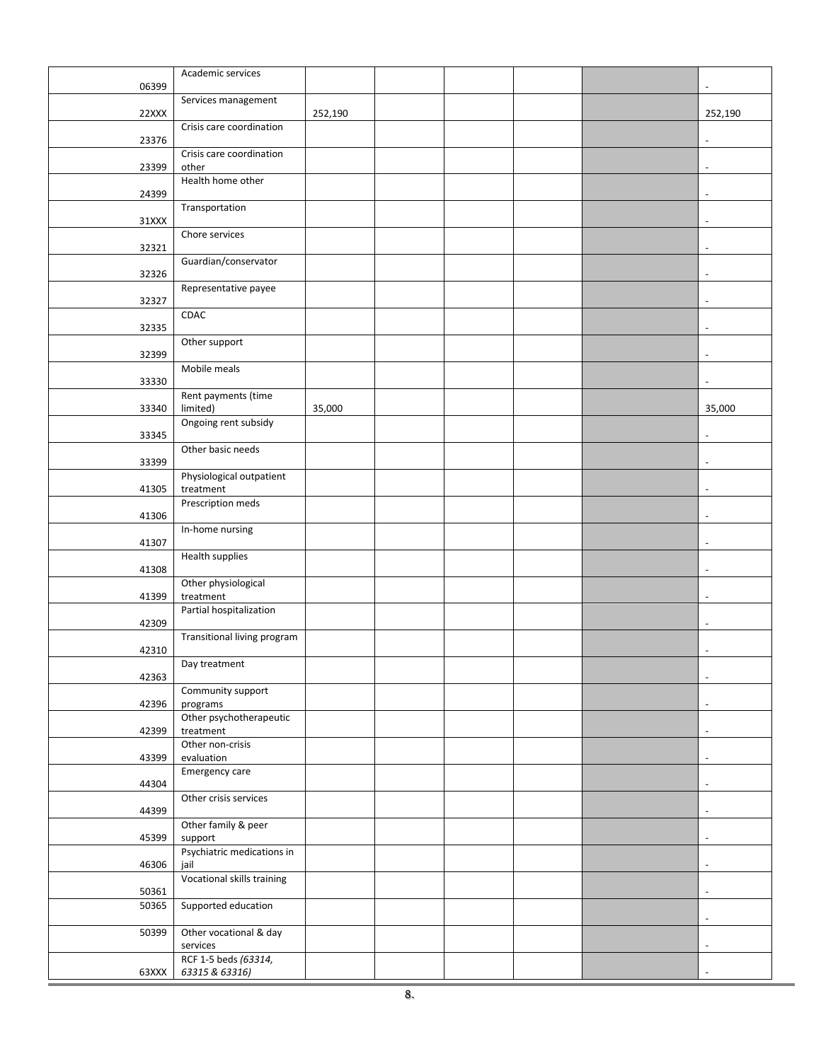| | | | | | | | |
|---|---|---|---|---|---|---|---|
| 06399 | Academic services | | | | | | - |
| 22XXX | Services management | 252,190 | | | | | 252,190 |
| 23376 | Crisis care coordination | | | | | | - |
| 23399 | Crisis care coordination other | | | | | | - |
| 24399 | Health home other | | | | | | - |
| 31XXX | Transportation | | | | | | - |
| 32321 | Chore services | | | | | | - |
| 32326 | Guardian/conservator | | | | | | - |
| 32327 | Representative payee | | | | | | - |
| 32335 | CDAC | | | | | | - |
| 32399 | Other support | | | | | | - |
| 33330 | Mobile meals | | | | | | - |
| 33340 | Rent payments (time limited) | 35,000 | | | | | 35,000 |
| 33345 | Ongoing rent subsidy | | | | | | - |
| 33399 | Other basic needs | | | | | | - |
| 41305 | Physiological outpatient treatment | | | | | | - |
| 41306 | Prescription meds | | | | | | - |
| 41307 | In-home nursing | | | | | | - |
| 41308 | Health supplies | | | | | | - |
| 41399 | Other physiological treatment | | | | | | - |
| 42309 | Partial hospitalization | | | | | | - |
| 42310 | Transitional living program | | | | | | - |
| 42363 | Day treatment | | | | | | - |
| 42396 | Community support programs | | | | | | - |
| 42399 | Other psychotherapeutic treatment | | | | | | - |
| 43399 | Other non-crisis evaluation | | | | | | - |
| 44304 | Emergency care | | | | | | - |
| 44399 | Other crisis services | | | | | | - |
| 45399 | Other family & peer support | | | | | | - |
| 46306 | Psychiatric medications in jail | | | | | | - |
| 50361 | Vocational skills training | | | | | | - |
| 50365 | Supported education | | | | | | - |
| 50399 | Other vocational & day services | | | | | | - |
| 63XXX | RCF 1-5 beds *(63314, 63315 & 63316)* | | | | | | - |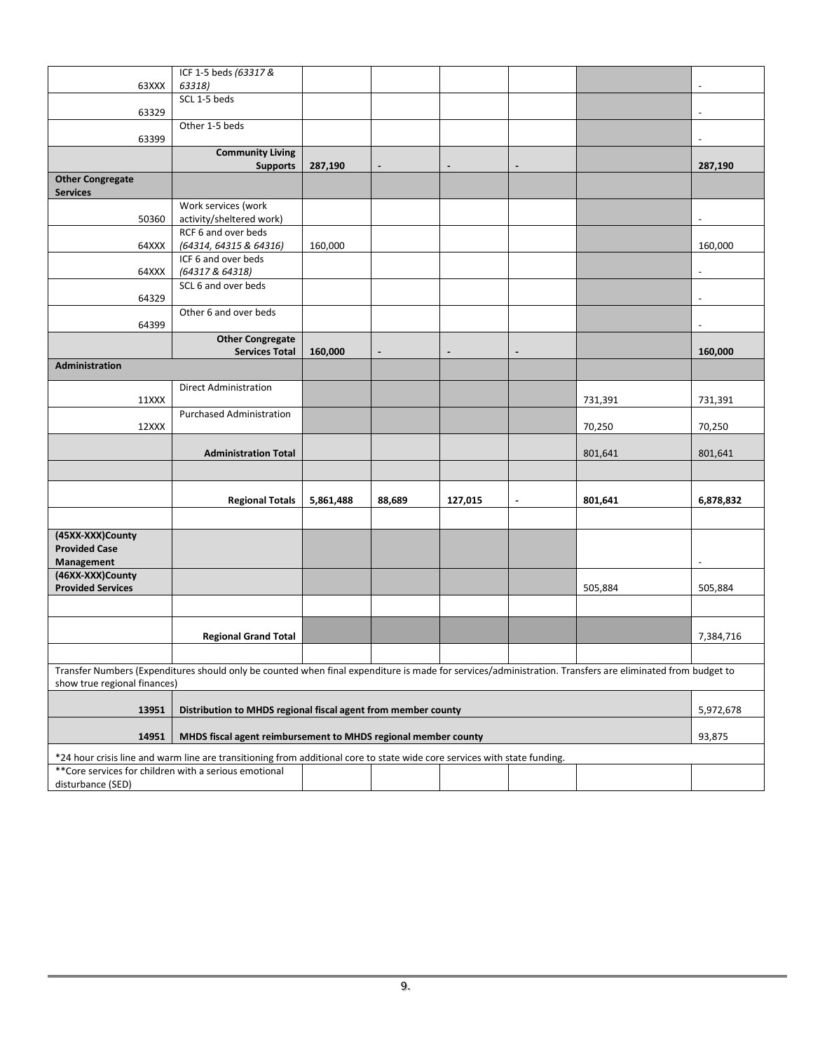| | | | | | | | |
|---|---|---|---|---|---|---|---|
| 63XXX | ICF 1-5 beds *(63317 & 63318)* | | | | | | - |
| 63329 | SCL 1-5 beds | | | | | | - |
| 63399 | Other 1-5 beds | | | | | | - |
| | **Community Living Supports** | **287,190** | **-** | **-** | **-** | | **287,190** |
| **Other Congregate Services** | | | | | | | |
| 50360 | Work services (work activity/sheltered work) | | | | | | - |
| 64XXX | RCF 6 and over beds *(64314, 64315 & 64316)* | 160,000 | | | | | 160,000 |
| 64XXX | ICF 6 and over beds *(64317 & 64318)* | | | | | | - |
| 64329 | SCL 6 and over beds | | | | | | - |
| 64399 | Other 6 and over beds | | | | | | - |
| | **Other Congregate Services Total** | **160,000** | **-** | **-** | **-** | | **160,000** |
| **Administration** | | | | | | | |
| 11XXX | Direct Administration | | | | | 731,391 | 731,391 |
| 12XXX | Purchased Administration | | | | | 70,250 | 70,250 |
| | **Administration Total** | | | | | 801,641 | 801,641 |
| | | | | | | | |
| | **Regional Totals** | **5,861,488** | **88,689** | **127,015** | **-** | **801,641** | **6,878,832** |
| | | | | | | | |
| **(45XX-XXX)County Provided Case Management** | | | | | | | - |
| **(46XX-XXX)County Provided Services** | | | | | | 505,884 | 505,884 |
| | | | | | | | |
| | **Regional Grand Total** | | | | | | 7,384,716 |
| | | | | | | | |
| Transfer Numbers (Expenditures should only be counted when final expenditure is made for services/administration. Transfers are eliminated from budget to show true regional finances) | | | | | | | |
| **13951** | **Distribution to MHDS regional fiscal agent from member county** | | | | | | 5,972,678 |
| **14951** | **MHDS fiscal agent reimbursement to MHDS regional member county** | | | | | | 93,875 |
| *24 hour crisis line and warm line are transitioning from additional core to state wide core services with state funding. | | | | | | | |
| **Core services for children with a serious emotional disturbance (SED) | | | | | | | |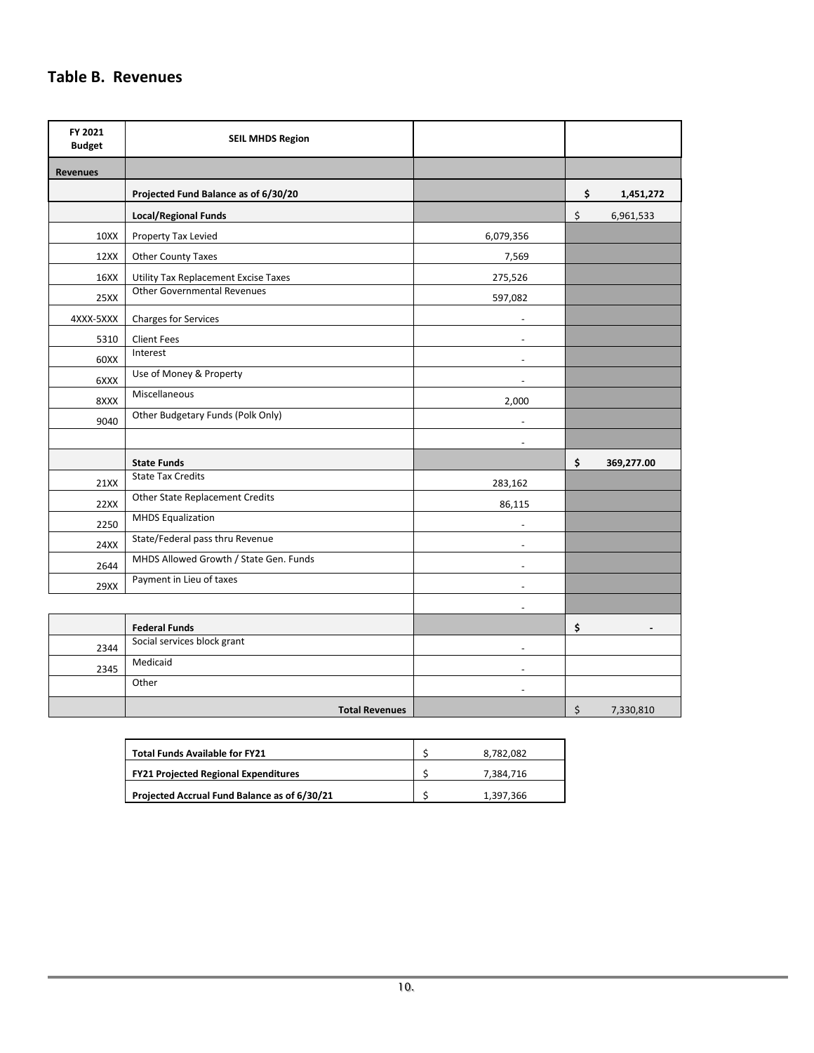## Table B. Revenues

| FY 2021 Budget | SEIL MHDS Region | | |
|---|---|---|---|
| **Revenues** | | | |
| | **Projected Fund Balance as of 6/30/20** | | **$ 1,451,272** |
| | **Local/Regional Funds** | | $ 6,961,533 |
| 10XX | Property Tax Levied | 6,079,356 | |
| 12XX | Other County Taxes | 7,569 | |
| 16XX | Utility Tax Replacement Excise Taxes | 275,526 | |
| 25XX | Other Governmental Revenues | 597,082 | |
| 4XXX-5XXX | Charges for Services | - | |
| 5310 | Client Fees | - | |
| 60XX | Interest | - | |
| 6XXX | Use of Money & Property | - | |
| 8XXX | Miscellaneous | 2,000 | |
| 9040 | Other Budgetary Funds (Polk Only) | - | |
| | | - | |
| | **State Funds** | | **$ 369,277.00** |
| 21XX | State Tax Credits | 283,162 | |
| 22XX | Other State Replacement Credits | 86,115 | |
| 2250 | MHDS Equalization | - | |
| 24XX | State/Federal pass thru Revenue | - | |
| 2644 | MHDS Allowed Growth / State Gen. Funds | - | |
| 29XX | Payment in Lieu of taxes | - | |
| | | - | |
| | **Federal Funds** | | **$ -** |
| 2344 | Social services block grant | - | |
| 2345 | Medicaid | - | |
| | Other | - | |
| | **Total Revenues** | | $ 7,330,810 |

| | |
|---|---|
| **Total Funds Available for FY21** | $ 8,782,082 |
| **FY21 Projected Regional Expenditures** | $ 7,384,716 |
| **Projected Accrual Fund Balance as of 6/30/21** | $ 1,397,366 |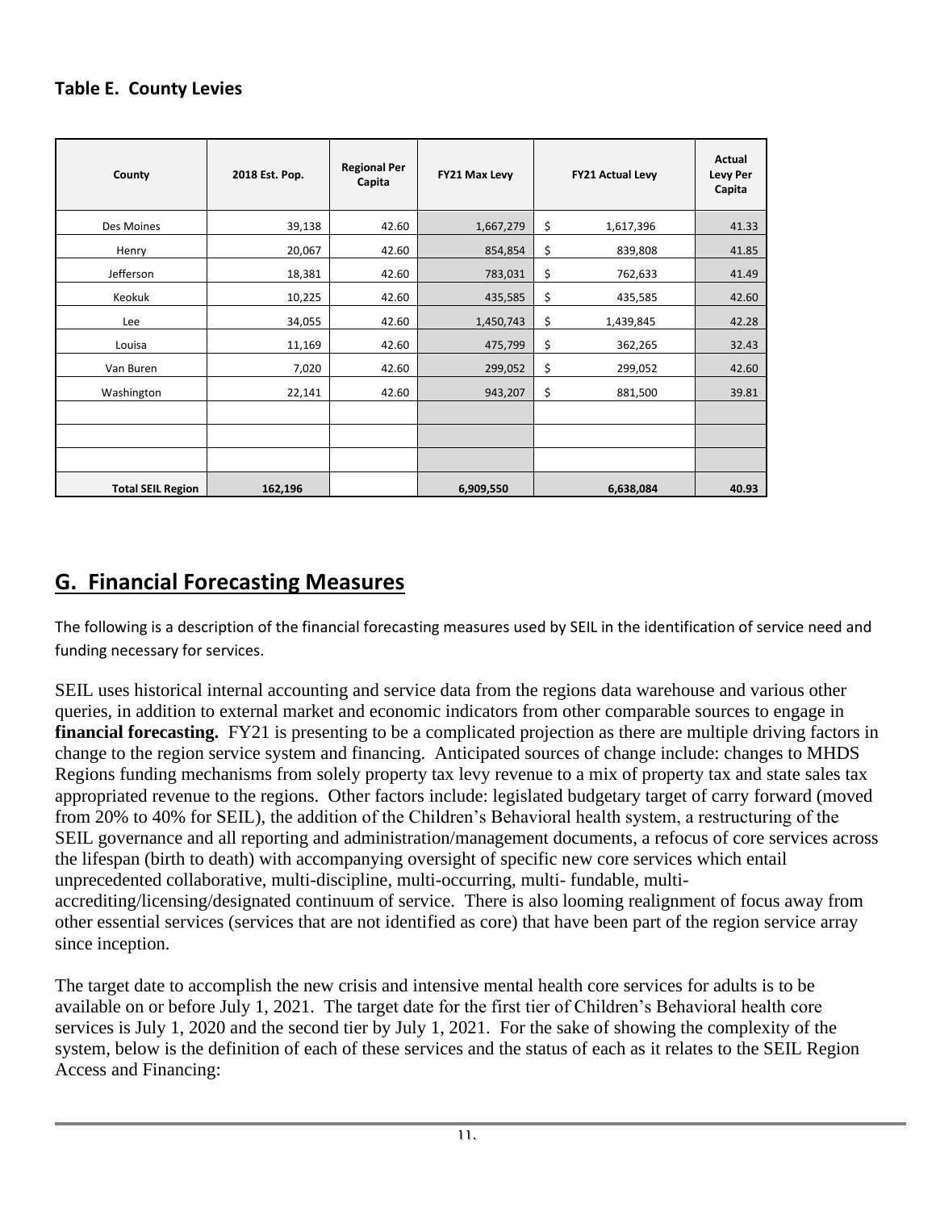**Table E. County Levies**

| County | 2018 Est. Pop. | Regional Per Capita | FY21 Max Levy | FY21 Actual Levy | Actual Levy Per Capita |
|---|---|---|---|---|---|
| Des Moines | 39,138 | 42.60 | 1,667,279 | $ 1,617,396 | 41.33 |
| Henry | 20,067 | 42.60 | 854,854 | $ 839,808 | 41.85 |
| Jefferson | 18,381 | 42.60 | 783,031 | $ 762,633 | 41.49 |
| Keokuk | 10,225 | 42.60 | 435,585 | $ 435,585 | 42.60 |
| Lee | 34,055 | 42.60 | 1,450,743 | $ 1,439,845 | 42.28 |
| Louisa | 11,169 | 42.60 | 475,799 | $ 362,265 | 32.43 |
| Van Buren | 7,020 | 42.60 | 299,052 | $ 299,052 | 42.60 |
| Washington | 22,141 | 42.60 | 943,207 | $ 881,500 | 39.81 |
| | | | | | |
| | | | | | |
| | | | | | |
| **Total SEIL Region** | **162,196** | | **6,909,550** | **6,638,084** | **40.93** |

## G. Financial Forecasting Measures

The following is a description of the financial forecasting measures used by SEIL in the identification of service need and funding necessary for services.

SEIL uses historical internal accounting and service data from the regions data warehouse and various other queries, in addition to external market and economic indicators from other comparable sources to engage in **financial forecasting.** FY21 is presenting to be a complicated projection as there are multiple driving factors in change to the region service system and financing. Anticipated sources of change include: changes to MHDS Regions funding mechanisms from solely property tax levy revenue to a mix of property tax and state sales tax appropriated revenue to the regions. Other factors include: legislated budgetary target of carry forward (moved from 20% to 40% for SEIL), the addition of the Children's Behavioral health system, a restructuring of the SEIL governance and all reporting and administration/management documents, a refocus of core services across the lifespan (birth to death) with accompanying oversight of specific new core services which entail unprecedented collaborative, multi-discipline, multi-occurring, multi- fundable, multi-accrediting/licensing/designated continuum of service. There is also looming realignment of focus away from other essential services (services that are not identified as core) that have been part of the region service array since inception.

The target date to accomplish the new crisis and intensive mental health core services for adults is to be available on or before July 1, 2021. The target date for the first tier of Children's Behavioral health core services is July 1, 2020 and the second tier by July 1, 2021. For the sake of showing the complexity of the system, below is the definition of each of these services and the status of each as it relates to the SEIL Region Access and Financing: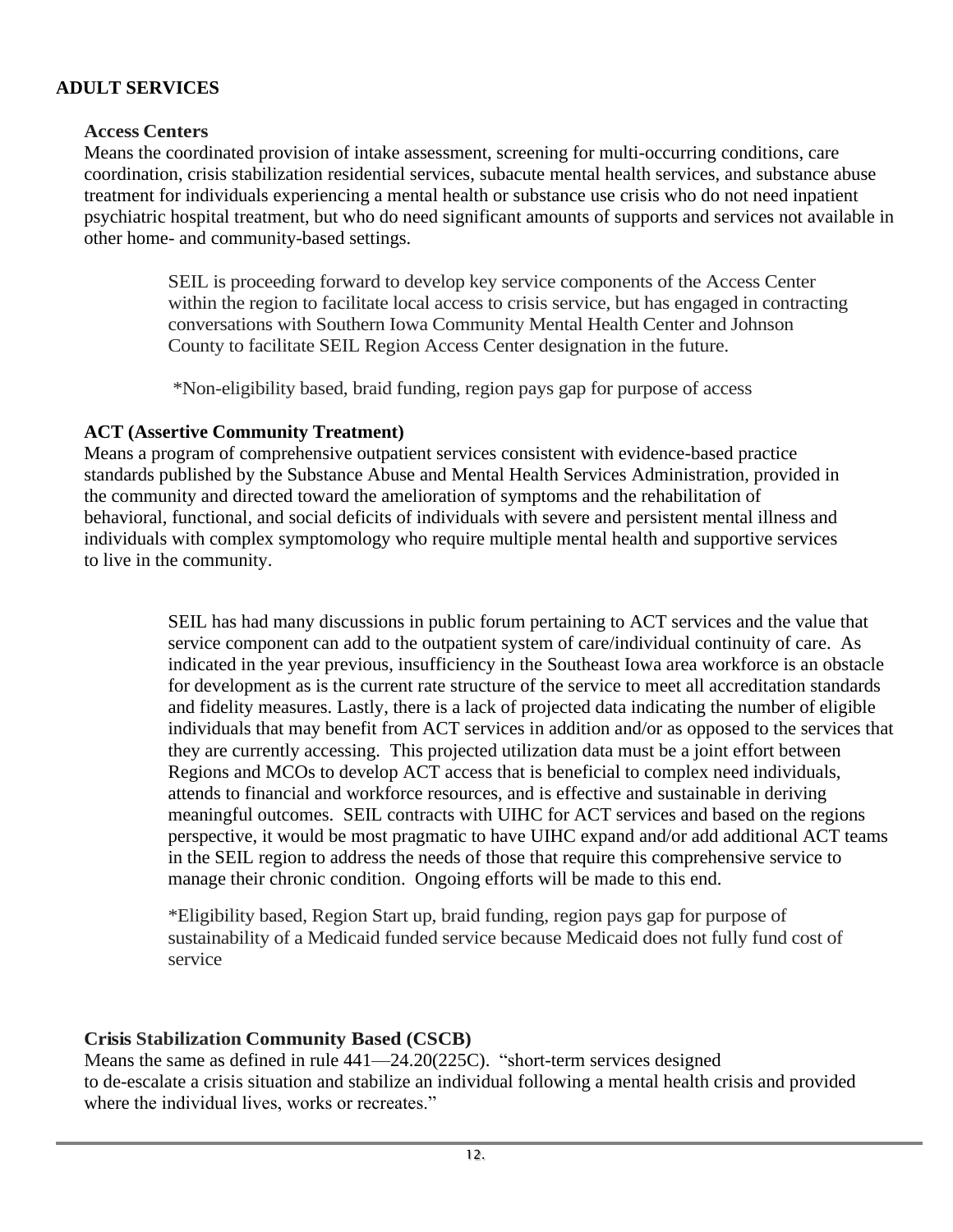## ADULT SERVICES

### Access Centers

Means the coordinated provision of intake assessment, screening for multi-occurring conditions, care coordination, crisis stabilization residential services, subacute mental health services, and substance abuse treatment for individuals experiencing a mental health or substance use crisis who do not need inpatient psychiatric hospital treatment, but who do need significant amounts of supports and services not available in other home- and community-based settings.

SEIL is proceeding forward to develop key service components of the Access Center within the region to facilitate local access to crisis service, but has engaged in contracting conversations with Southern Iowa Community Mental Health Center and Johnson County to facilitate SEIL Region Access Center designation in the future.

*Non-eligibility based, braid funding, region pays gap for purpose of access

### ACT (Assertive Community Treatment)

Means a program of comprehensive outpatient services consistent with evidence-based practice standards published by the Substance Abuse and Mental Health Services Administration, provided in the community and directed toward the amelioration of symptoms and the rehabilitation of behavioral, functional, and social deficits of individuals with severe and persistent mental illness and individuals with complex symptomology who require multiple mental health and supportive services to live in the community.

SEIL has had many discussions in public forum pertaining to ACT services and the value that service component can add to the outpatient system of care/individual continuity of care. As indicated in the year previous, insufficiency in the Southeast Iowa area workforce is an obstacle for development as is the current rate structure of the service to meet all accreditation standards and fidelity measures. Lastly, there is a lack of projected data indicating the number of eligible individuals that may benefit from ACT services in addition and/or as opposed to the services that they are currently accessing. This projected utilization data must be a joint effort between Regions and MCOs to develop ACT access that is beneficial to complex need individuals, attends to financial and workforce resources, and is effective and sustainable in deriving meaningful outcomes. SEIL contracts with UIHC for ACT services and based on the regions perspective, it would be most pragmatic to have UIHC expand and/or add additional ACT teams in the SEIL region to address the needs of those that require this comprehensive service to manage their chronic condition. Ongoing efforts will be made to this end.

*Eligibility based, Region Start up, braid funding, region pays gap for purpose of sustainability of a Medicaid funded service because Medicaid does not fully fund cost of service

### Crisis Stabilization Community Based (CSCB)

Means the same as defined in rule 441—24.20(225C). "short-term services designed to de-escalate a crisis situation and stabilize an individual following a mental health crisis and provided where the individual lives, works or recreates."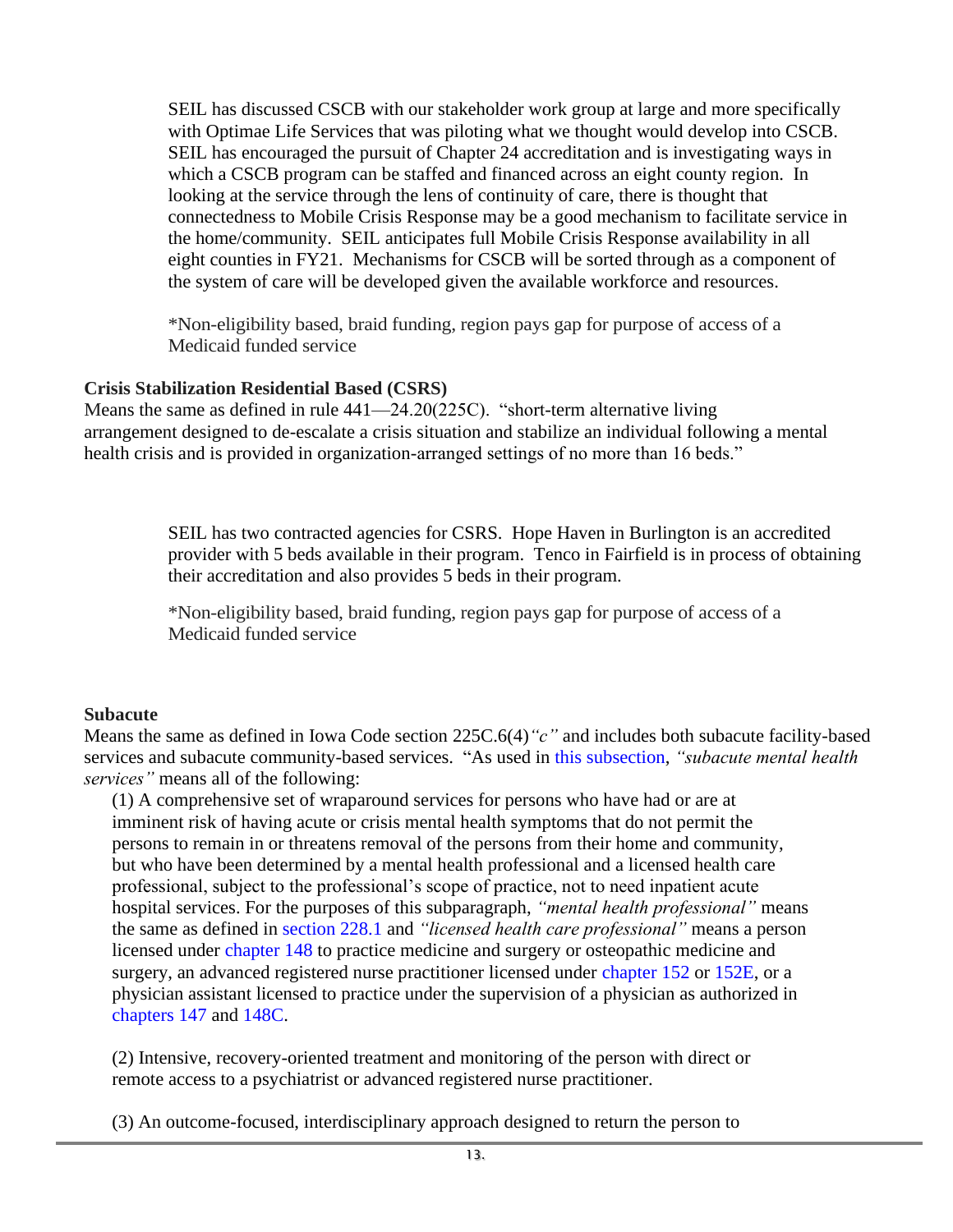SEIL has discussed CSCB with our stakeholder work group at large and more specifically with Optimae Life Services that was piloting what we thought would develop into CSCB. SEIL has encouraged the pursuit of Chapter 24 accreditation and is investigating ways in which a CSCB program can be staffed and financed across an eight county region. In looking at the service through the lens of continuity of care, there is thought that connectedness to Mobile Crisis Response may be a good mechanism to facilitate service in the home/community. SEIL anticipates full Mobile Crisis Response availability in all eight counties in FY21. Mechanisms for CSCB will be sorted through as a component of the system of care will be developed given the available workforce and resources.

*Non-eligibility based, braid funding, region pays gap for purpose of access of a Medicaid funded service

**Crisis Stabilization Residential Based (CSRS)**
Means the same as defined in rule 441—24.20(225C). "short-term alternative living arrangement designed to de-escalate a crisis situation and stabilize an individual following a mental health crisis and is provided in organization-arranged settings of no more than 16 beds."

SEIL has two contracted agencies for CSRS. Hope Haven in Burlington is an accredited provider with 5 beds available in their program. Tenco in Fairfield is in process of obtaining their accreditation and also provides 5 beds in their program.

*Non-eligibility based, braid funding, region pays gap for purpose of access of a Medicaid funded service

**Subacute**
Means the same as defined in Iowa Code section 225C.6(4)*"c"* and includes both subacute facility-based services and subacute community-based services. "As used in this subsection, *"subacute mental health services"* means all of the following:

(1) A comprehensive set of wraparound services for persons who have had or are at imminent risk of having acute or crisis mental health symptoms that do not permit the persons to remain in or threatens removal of the persons from their home and community, but who have been determined by a mental health professional and a licensed health care professional, subject to the professional's scope of practice, not to need inpatient acute hospital services. For the purposes of this subparagraph, *"mental health professional"* means the same as defined in section 228.1 and *"licensed health care professional"* means a person licensed under chapter 148 to practice medicine and surgery or osteopathic medicine and surgery, an advanced registered nurse practitioner licensed under chapter 152 or 152E, or a physician assistant licensed to practice under the supervision of a physician as authorized in chapters 147 and 148C.

(2) Intensive, recovery-oriented treatment and monitoring of the person with direct or remote access to a psychiatrist or advanced registered nurse practitioner.

(3) An outcome-focused, interdisciplinary approach designed to return the person to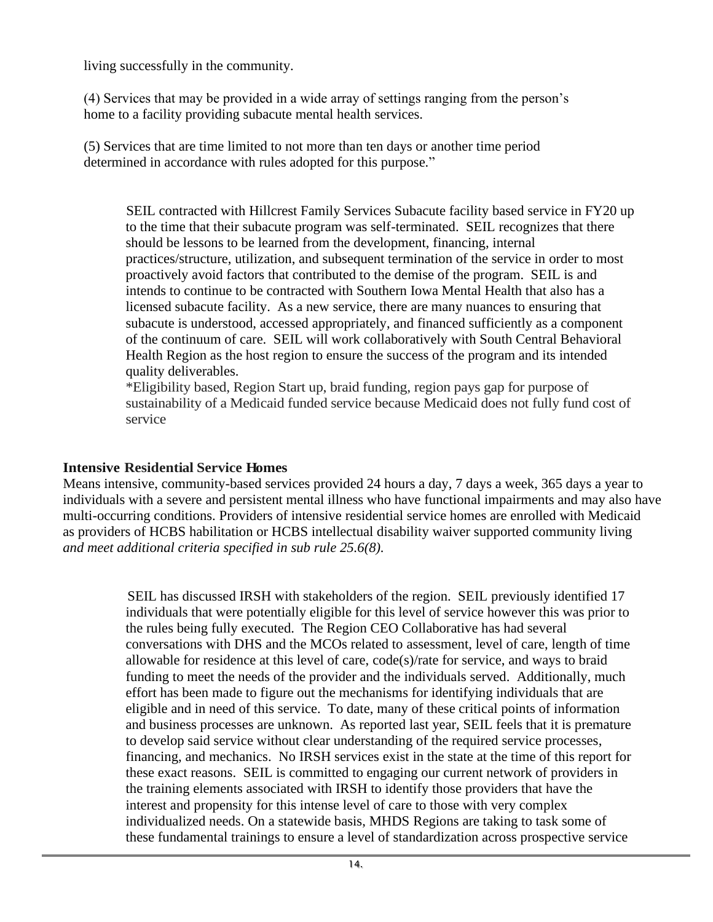living successfully in the community.

(4) Services that may be provided in a wide array of settings ranging from the person's home to a facility providing subacute mental health services.

(5) Services that are time limited to not more than ten days or another time period determined in accordance with rules adopted for this purpose."

SEIL contracted with Hillcrest Family Services Subacute facility based service in FY20 up to the time that their subacute program was self-terminated. SEIL recognizes that there should be lessons to be learned from the development, financing, internal practices/structure, utilization, and subsequent termination of the service in order to most proactively avoid factors that contributed to the demise of the program. SEIL is and intends to continue to be contracted with Southern Iowa Mental Health that also has a licensed subacute facility. As a new service, there are many nuances to ensuring that subacute is understood, accessed appropriately, and financed sufficiently as a component of the continuum of care. SEIL will work collaboratively with South Central Behavioral Health Region as the host region to ensure the success of the program and its intended quality deliverables.

*Eligibility based, Region Start up, braid funding, region pays gap for purpose of sustainability of a Medicaid funded service because Medicaid does not fully fund cost of service

**Intensive Residential Service Homes**

Means intensive, community-based services provided 24 hours a day, 7 days a week, 365 days a year to individuals with a severe and persistent mental illness who have functional impairments and may also have multi-occurring conditions. Providers of intensive residential service homes are enrolled with Medicaid as providers of HCBS habilitation or HCBS intellectual disability waiver supported community living *and meet additional criteria specified in sub rule 25.6(8).*

SEIL has discussed IRSH with stakeholders of the region. SEIL previously identified 17 individuals that were potentially eligible for this level of service however this was prior to the rules being fully executed. The Region CEO Collaborative has had several conversations with DHS and the MCOs related to assessment, level of care, length of time allowable for residence at this level of care, code(s)/rate for service, and ways to braid funding to meet the needs of the provider and the individuals served. Additionally, much effort has been made to figure out the mechanisms for identifying individuals that are eligible and in need of this service. To date, many of these critical points of information and business processes are unknown. As reported last year, SEIL feels that it is premature to develop said service without clear understanding of the required service processes, financing, and mechanics. No IRSH services exist in the state at the time of this report for these exact reasons. SEIL is committed to engaging our current network of providers in the training elements associated with IRSH to identify those providers that have the interest and propensity for this intense level of care to those with very complex individualized needs. On a statewide basis, MHDS Regions are taking to task some of these fundamental trainings to ensure a level of standardization across prospective service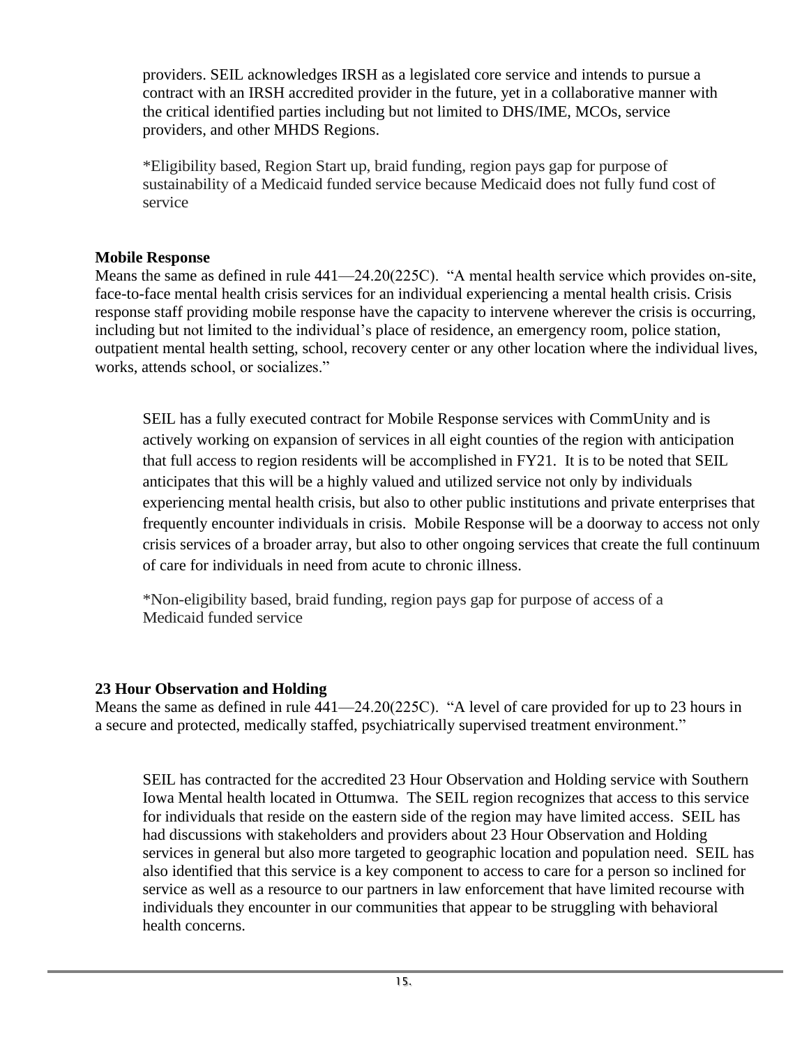providers. SEIL acknowledges IRSH as a legislated core service and intends to pursue a contract with an IRSH accredited provider in the future, yet in a collaborative manner with the critical identified parties including but not limited to DHS/IME, MCOs, service providers, and other MHDS Regions.

*Eligibility based, Region Start up, braid funding, region pays gap for purpose of sustainability of a Medicaid funded service because Medicaid does not fully fund cost of service

**Mobile Response**

Means the same as defined in rule 441—24.20(225C). "A mental health service which provides on-site, face-to-face mental health crisis services for an individual experiencing a mental health crisis. Crisis response staff providing mobile response have the capacity to intervene wherever the crisis is occurring, including but not limited to the individual's place of residence, an emergency room, police station, outpatient mental health setting, school, recovery center or any other location where the individual lives, works, attends school, or socializes."

SEIL has a fully executed contract for Mobile Response services with CommUnity and is actively working on expansion of services in all eight counties of the region with anticipation that full access to region residents will be accomplished in FY21. It is to be noted that SEIL anticipates that this will be a highly valued and utilized service not only by individuals experiencing mental health crisis, but also to other public institutions and private enterprises that frequently encounter individuals in crisis. Mobile Response will be a doorway to access not only crisis services of a broader array, but also to other ongoing services that create the full continuum of care for individuals in need from acute to chronic illness.

*Non-eligibility based, braid funding, region pays gap for purpose of access of a Medicaid funded service

**23 Hour Observation and Holding**

Means the same as defined in rule 441—24.20(225C). "A level of care provided for up to 23 hours in a secure and protected, medically staffed, psychiatrically supervised treatment environment."

SEIL has contracted for the accredited 23 Hour Observation and Holding service with Southern Iowa Mental health located in Ottumwa. The SEIL region recognizes that access to this service for individuals that reside on the eastern side of the region may have limited access. SEIL has had discussions with stakeholders and providers about 23 Hour Observation and Holding services in general but also more targeted to geographic location and population need. SEIL has also identified that this service is a key component to access to care for a person so inclined for service as well as a resource to our partners in law enforcement that have limited recourse with individuals they encounter in our communities that appear to be struggling with behavioral health concerns.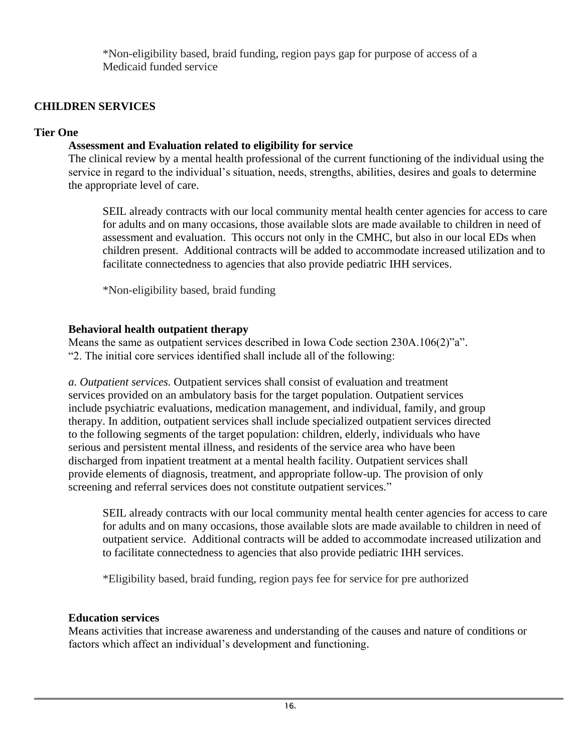*Non-eligibility based, braid funding, region pays gap for purpose of access of a Medicaid funded service

## CHILDREN SERVICES

### Tier One

#### Assessment and Evaluation related to eligibility for service

The clinical review by a mental health professional of the current functioning of the individual using the service in regard to the individual's situation, needs, strengths, abilities, desires and goals to determine the appropriate level of care.

SEIL already contracts with our local community mental health center agencies for access to care for adults and on many occasions, those available slots are made available to children in need of assessment and evaluation. This occurs not only in the CMHC, but also in our local EDs when children present. Additional contracts will be added to accommodate increased utilization and to facilitate connectedness to agencies that also provide pediatric IHH services.

*Non-eligibility based, braid funding

#### Behavioral health outpatient therapy

Means the same as outpatient services described in Iowa Code section 230A.106(2)"a".
"2. The initial core services identified shall include all of the following:

*a. Outpatient services.* Outpatient services shall consist of evaluation and treatment services provided on an ambulatory basis for the target population. Outpatient services include psychiatric evaluations, medication management, and individual, family, and group therapy. In addition, outpatient services shall include specialized outpatient services directed to the following segments of the target population: children, elderly, individuals who have serious and persistent mental illness, and residents of the service area who have been discharged from inpatient treatment at a mental health facility. Outpatient services shall provide elements of diagnosis, treatment, and appropriate follow-up. The provision of only screening and referral services does not constitute outpatient services."

SEIL already contracts with our local community mental health center agencies for access to care for adults and on many occasions, those available slots are made available to children in need of outpatient service. Additional contracts will be added to accommodate increased utilization and to facilitate connectedness to agencies that also provide pediatric IHH services.

*Eligibility based, braid funding, region pays fee for service for pre authorized

#### Education services

Means activities that increase awareness and understanding of the causes and nature of conditions or factors which affect an individual's development and functioning.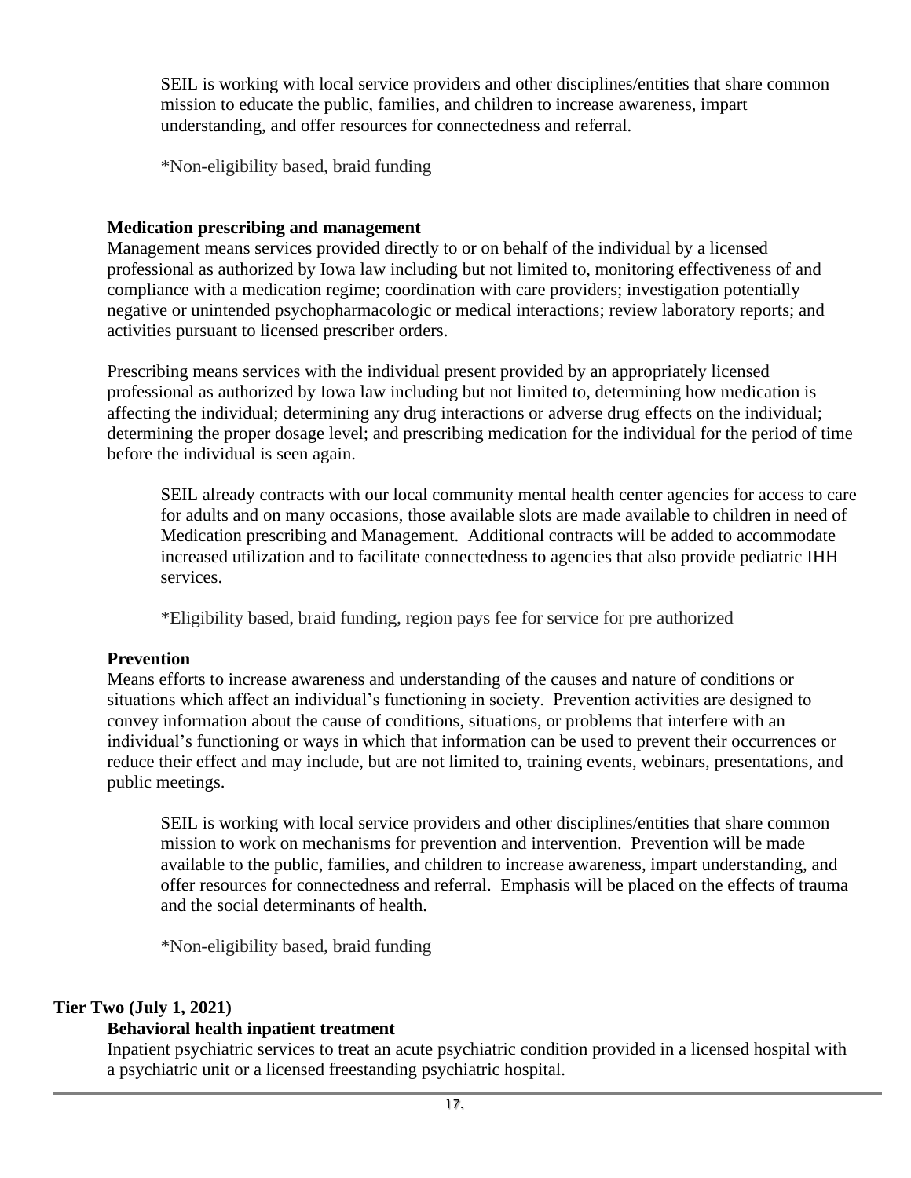SEIL is working with local service providers and other disciplines/entities that share common mission to educate the public, families, and children to increase awareness, impart understanding, and offer resources for connectedness and referral.

*Non-eligibility based, braid funding

**Medication prescribing and management**

Management means services provided directly to or on behalf of the individual by a licensed professional as authorized by Iowa law including but not limited to, monitoring effectiveness of and compliance with a medication regime; coordination with care providers; investigation potentially negative or unintended psychopharmacologic or medical interactions; review laboratory reports; and activities pursuant to licensed prescriber orders.

Prescribing means services with the individual present provided by an appropriately licensed professional as authorized by Iowa law including but not limited to, determining how medication is affecting the individual; determining any drug interactions or adverse drug effects on the individual; determining the proper dosage level; and prescribing medication for the individual for the period of time before the individual is seen again.

SEIL already contracts with our local community mental health center agencies for access to care for adults and on many occasions, those available slots are made available to children in need of Medication prescribing and Management. Additional contracts will be added to accommodate increased utilization and to facilitate connectedness to agencies that also provide pediatric IHH services.

*Eligibility based, braid funding, region pays fee for service for pre authorized

**Prevention**

Means efforts to increase awareness and understanding of the causes and nature of conditions or situations which affect an individual's functioning in society. Prevention activities are designed to convey information about the cause of conditions, situations, or problems that interfere with an individual's functioning or ways in which that information can be used to prevent their occurrences or reduce their effect and may include, but are not limited to, training events, webinars, presentations, and public meetings.

SEIL is working with local service providers and other disciplines/entities that share common mission to work on mechanisms for prevention and intervention. Prevention will be made available to the public, families, and children to increase awareness, impart understanding, and offer resources for connectedness and referral. Emphasis will be placed on the effects of trauma and the social determinants of health.

*Non-eligibility based, braid funding

**Tier Two (July 1, 2021)**

**Behavioral health inpatient treatment**

Inpatient psychiatric services to treat an acute psychiatric condition provided in a licensed hospital with a psychiatric unit or a licensed freestanding psychiatric hospital.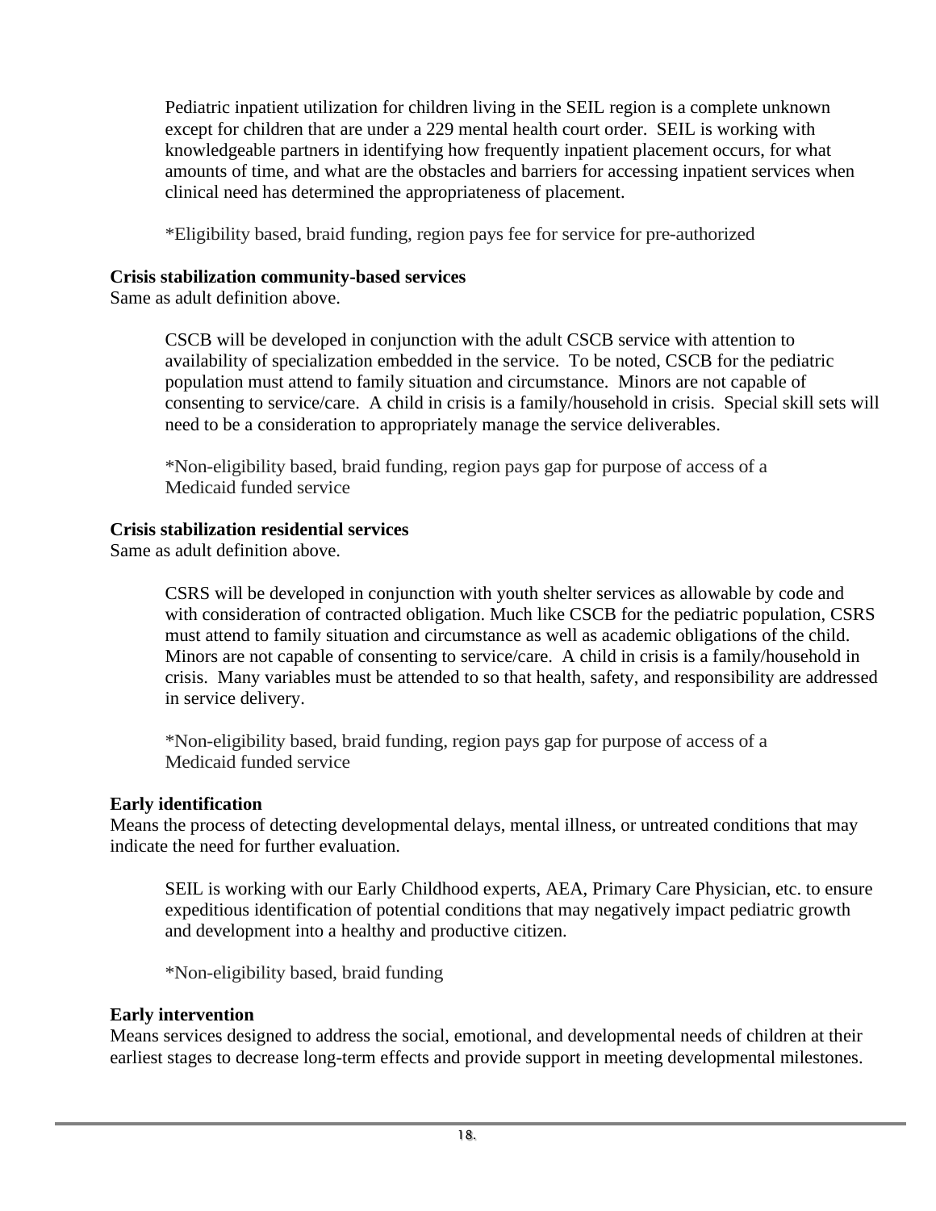Pediatric inpatient utilization for children living in the SEIL region is a complete unknown except for children that are under a 229 mental health court order. SEIL is working with knowledgeable partners in identifying how frequently inpatient placement occurs, for what amounts of time, and what are the obstacles and barriers for accessing inpatient services when clinical need has determined the appropriateness of placement.

*Eligibility based, braid funding, region pays fee for service for pre-authorized

**Crisis stabilization community-based services**
Same as adult definition above.

CSCB will be developed in conjunction with the adult CSCB service with attention to availability of specialization embedded in the service. To be noted, CSCB for the pediatric population must attend to family situation and circumstance. Minors are not capable of consenting to service/care. A child in crisis is a family/household in crisis. Special skill sets will need to be a consideration to appropriately manage the service deliverables.

*Non-eligibility based, braid funding, region pays gap for purpose of access of a Medicaid funded service

**Crisis stabilization residential services**
Same as adult definition above.

CSRS will be developed in conjunction with youth shelter services as allowable by code and with consideration of contracted obligation. Much like CSCB for the pediatric population, CSRS must attend to family situation and circumstance as well as academic obligations of the child. Minors are not capable of consenting to service/care. A child in crisis is a family/household in crisis. Many variables must be attended to so that health, safety, and responsibility are addressed in service delivery.

*Non-eligibility based, braid funding, region pays gap for purpose of access of a Medicaid funded service

**Early identification**
Means the process of detecting developmental delays, mental illness, or untreated conditions that may indicate the need for further evaluation.

SEIL is working with our Early Childhood experts, AEA, Primary Care Physician, etc. to ensure expeditious identification of potential conditions that may negatively impact pediatric growth and development into a healthy and productive citizen.

*Non-eligibility based, braid funding

**Early intervention**
Means services designed to address the social, emotional, and developmental needs of children at their earliest stages to decrease long-term effects and provide support in meeting developmental milestones.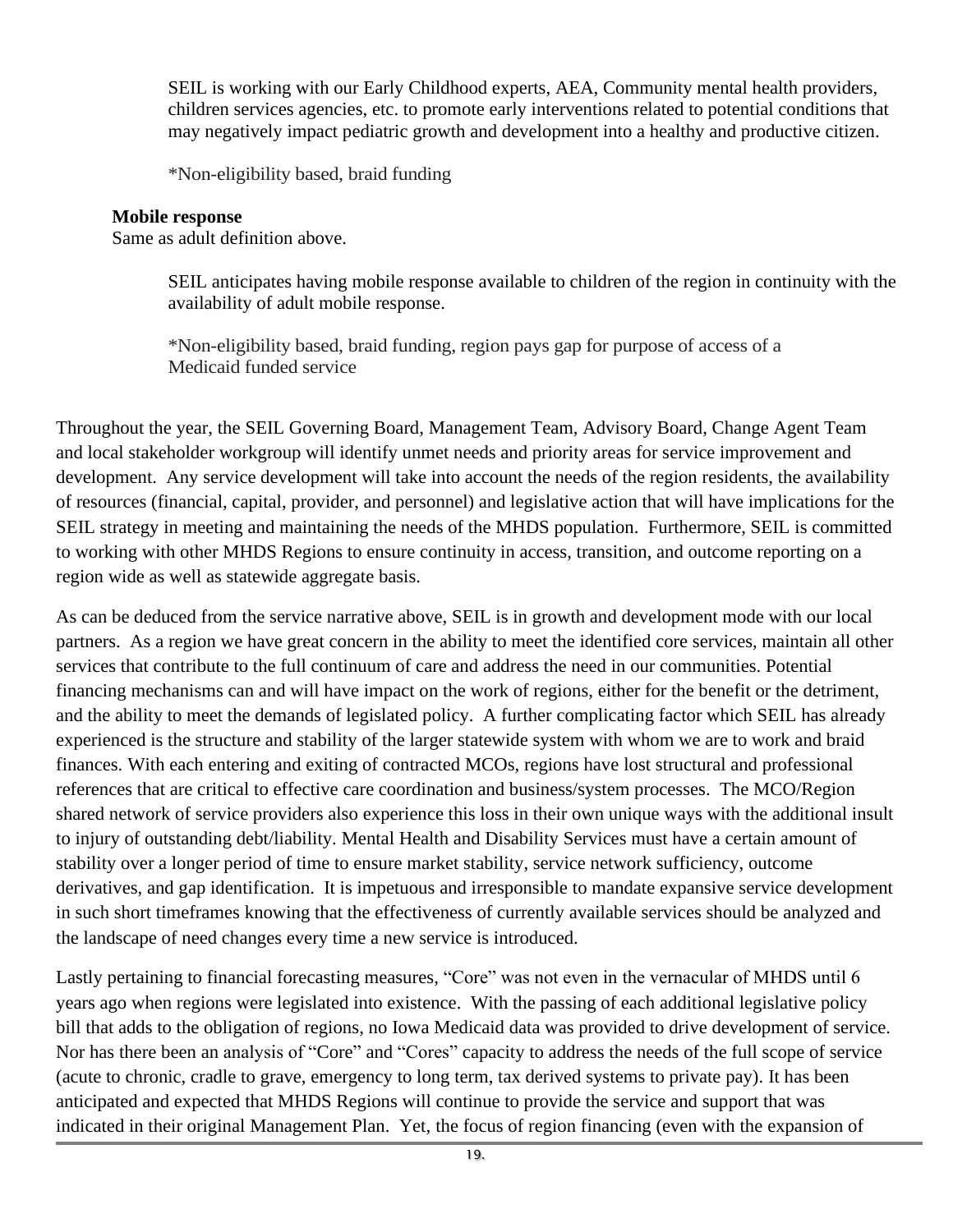SEIL is working with our Early Childhood experts, AEA, Community mental health providers, children services agencies, etc. to promote early interventions related to potential conditions that may negatively impact pediatric growth and development into a healthy and productive citizen.

*Non-eligibility based, braid funding

**Mobile response**

Same as adult definition above.

SEIL anticipates having mobile response available to children of the region in continuity with the availability of adult mobile response.

*Non-eligibility based, braid funding, region pays gap for purpose of access of a Medicaid funded service

Throughout the year, the SEIL Governing Board, Management Team, Advisory Board, Change Agent Team and local stakeholder workgroup will identify unmet needs and priority areas for service improvement and development. Any service development will take into account the needs of the region residents, the availability of resources (financial, capital, provider, and personnel) and legislative action that will have implications for the SEIL strategy in meeting and maintaining the needs of the MHDS population. Furthermore, SEIL is committed to working with other MHDS Regions to ensure continuity in access, transition, and outcome reporting on a region wide as well as statewide aggregate basis.

As can be deduced from the service narrative above, SEIL is in growth and development mode with our local partners. As a region we have great concern in the ability to meet the identified core services, maintain all other services that contribute to the full continuum of care and address the need in our communities. Potential financing mechanisms can and will have impact on the work of regions, either for the benefit or the detriment, and the ability to meet the demands of legislated policy. A further complicating factor which SEIL has already experienced is the structure and stability of the larger statewide system with whom we are to work and braid finances. With each entering and exiting of contracted MCOs, regions have lost structural and professional references that are critical to effective care coordination and business/system processes. The MCO/Region shared network of service providers also experience this loss in their own unique ways with the additional insult to injury of outstanding debt/liability. Mental Health and Disability Services must have a certain amount of stability over a longer period of time to ensure market stability, service network sufficiency, outcome derivatives, and gap identification. It is impetuous and irresponsible to mandate expansive service development in such short timeframes knowing that the effectiveness of currently available services should be analyzed and the landscape of need changes every time a new service is introduced.

Lastly pertaining to financial forecasting measures, "Core" was not even in the vernacular of MHDS until 6 years ago when regions were legislated into existence. With the passing of each additional legislative policy bill that adds to the obligation of regions, no Iowa Medicaid data was provided to drive development of service. Nor has there been an analysis of "Core" and "Cores" capacity to address the needs of the full scope of service (acute to chronic, cradle to grave, emergency to long term, tax derived systems to private pay). It has been anticipated and expected that MHDS Regions will continue to provide the service and support that was indicated in their original Management Plan. Yet, the focus of region financing (even with the expansion of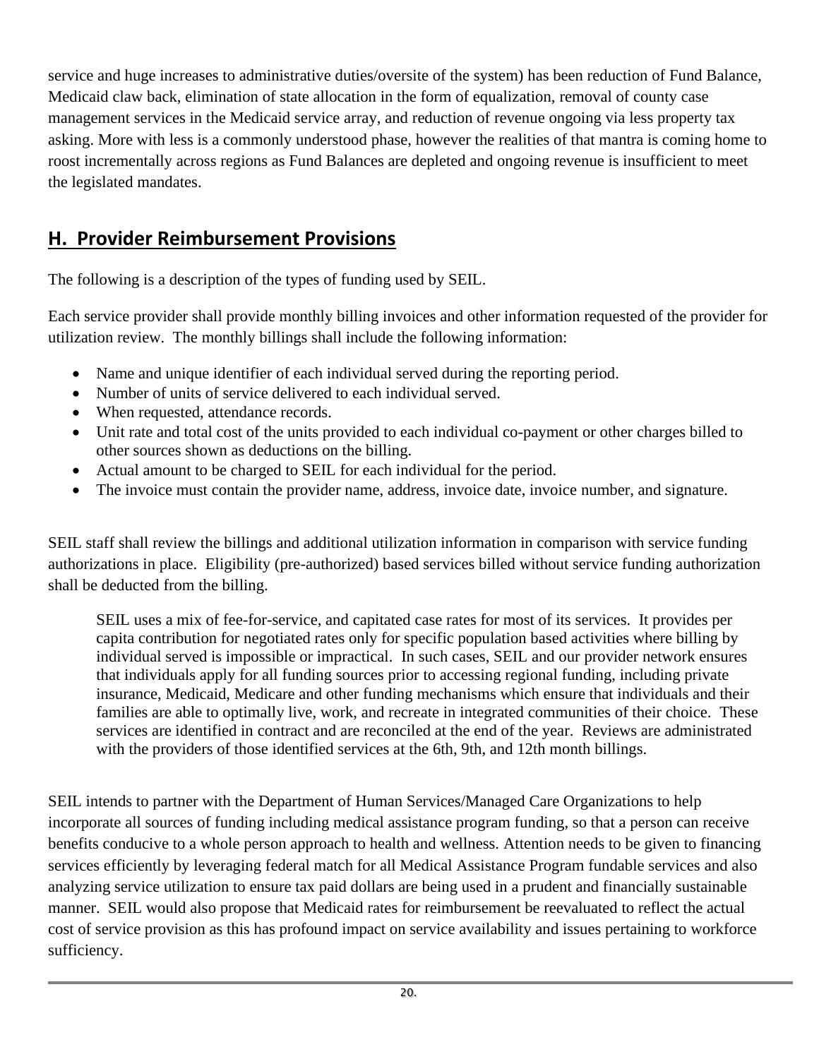service and huge increases to administrative duties/oversite of the system) has been reduction of Fund Balance, Medicaid claw back, elimination of state allocation in the form of equalization, removal of county case management services in the Medicaid service array, and reduction of revenue ongoing via less property tax asking. More with less is a commonly understood phase, however the realities of that mantra is coming home to roost incrementally across regions as Fund Balances are depleted and ongoing revenue is insufficient to meet the legislated mandates.

## H. Provider Reimbursement Provisions

The following is a description of the types of funding used by SEIL.

Each service provider shall provide monthly billing invoices and other information requested of the provider for utilization review. The monthly billings shall include the following information:

- Name and unique identifier of each individual served during the reporting period.
- Number of units of service delivered to each individual served.
- When requested, attendance records.
- Unit rate and total cost of the units provided to each individual co-payment or other charges billed to other sources shown as deductions on the billing.
- Actual amount to be charged to SEIL for each individual for the period.
- The invoice must contain the provider name, address, invoice date, invoice number, and signature.

SEIL staff shall review the billings and additional utilization information in comparison with service funding authorizations in place. Eligibility (pre-authorized) based services billed without service funding authorization shall be deducted from the billing.

> SEIL uses a mix of fee-for-service, and capitated case rates for most of its services. It provides per capita contribution for negotiated rates only for specific population based activities where billing by individual served is impossible or impractical. In such cases, SEIL and our provider network ensures that individuals apply for all funding sources prior to accessing regional funding, including private insurance, Medicaid, Medicare and other funding mechanisms which ensure that individuals and their families are able to optimally live, work, and recreate in integrated communities of their choice. These services are identified in contract and are reconciled at the end of the year. Reviews are administrated with the providers of those identified services at the 6th, 9th, and 12th month billings.

SEIL intends to partner with the Department of Human Services/Managed Care Organizations to help incorporate all sources of funding including medical assistance program funding, so that a person can receive benefits conducive to a whole person approach to health and wellness. Attention needs to be given to financing services efficiently by leveraging federal match for all Medical Assistance Program fundable services and also analyzing service utilization to ensure tax paid dollars are being used in a prudent and financially sustainable manner. SEIL would also propose that Medicaid rates for reimbursement be reevaluated to reflect the actual cost of service provision as this has profound impact on service availability and issues pertaining to workforce sufficiency.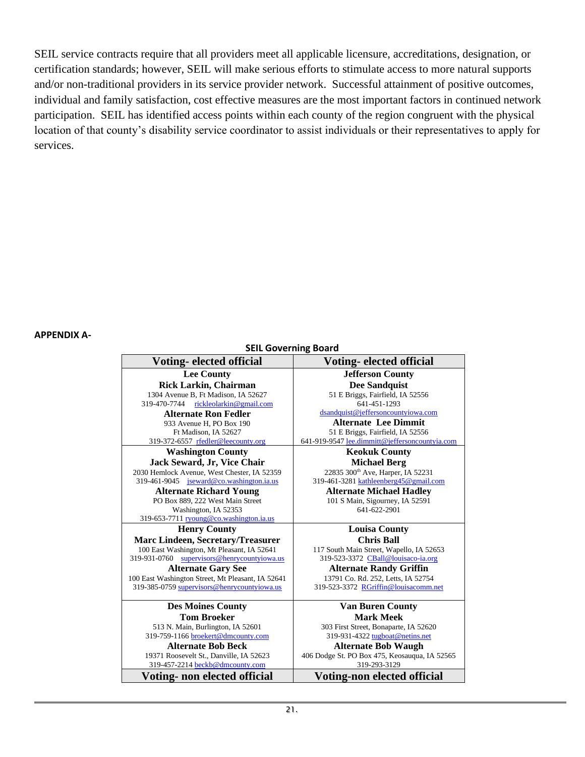SEIL service contracts require that all providers meet all applicable licensure, accreditations, designation, or certification standards; however, SEIL will make serious efforts to stimulate access to more natural supports and/or non-traditional providers in its service provider network. Successful attainment of positive outcomes, individual and family satisfaction, cost effective measures are the most important factors in continued network participation. SEIL has identified access points within each county of the region congruent with the physical location of that county's disability service coordinator to assist individuals or their representatives to apply for services.

**APPENDIX A-**

**SEIL Governing Board**

| Voting- elected official | Voting- elected official |
|---|---|
| **Lee County**<br>**Rick Larkin, Chairman**<br>1304 Avenue B, Ft Madison, IA 52627<br>319-470-7744 rickleolarkin@gmail.com<br>**Alternate Ron Fedler**<br>933 Avenue H, PO Box 190<br>Ft Madison, IA 52627<br>319-372-6557 rfedler@leecounty.org | **Jefferson County**<br>**Dee Sandquist**<br>51 E Briggs, Fairfield, IA 52556<br>641-451-1293<br>dsandquist@jeffersoncountyiowa.com<br>**Alternate Lee Dimmit**<br>51 E Briggs, Fairfield, IA 52556<br>641-919-9547 lee.dimmitt@jeffersoncountyia.com |
| **Washington County**<br>**Jack Seward, Jr, Vice Chair**<br>2030 Hemlock Avenue, West Chester, IA 52359<br>319-461-9045 jseward@co.washington.ia.us<br>**Alternate Richard Young**<br>PO Box 889, 222 West Main Street<br>Washington, IA 52353<br>319-653-7711 ryoung@co.washington.ia.us | **Keokuk County**<br>**Michael Berg**<br>22835 300th Ave, Harper, IA 52231<br>319-461-3281 kathleenberg45@gmail.com<br>**Alternate Michael Hadley**<br>101 S Main, Sigourney, IA 52591<br>641-622-2901 |
| **Henry County**<br>**Marc Lindeen, Secretary/Treasurer**<br>100 East Washington, Mt Pleasant, IA 52641<br>319-931-0760 supervisors@henrycountyiowa.us<br>**Alternate Gary See**<br>100 East Washington Street, Mt Pleasant, IA 52641<br>319-385-0759 supervisors@henrycountyiowa.us | **Louisa County**<br>**Chris Ball**<br>117 South Main Street, Wapello, IA 52653<br>319-523-3372 CBall@louisaco-ia.org<br>**Alternate Randy Griffin**<br>13791 Co. Rd. 252, Letts, IA 52754<br>319-523-3372 RGriffin@louisacomm.net |
| **Des Moines County**<br>**Tom Broeker**<br>513 N. Main, Burlington, IA 52601<br>319-759-1166 broekert@dmcounty.com<br>**Alternate Bob Beck**<br>19371 Roosevelt St., Danville, IA 52623<br>319-457-2214 beckb@dmcounty.com | **Van Buren County**<br>**Mark Meek**<br>303 First Street, Bonaparte, IA 52620<br>319-931-4322 tugboat@netins.net<br>**Alternate Bob Waugh**<br>406 Dodge St. PO Box 475, Keosauqua, IA 52565<br>319-293-3129 |
| **Voting- non elected official** | **Voting-non elected official** |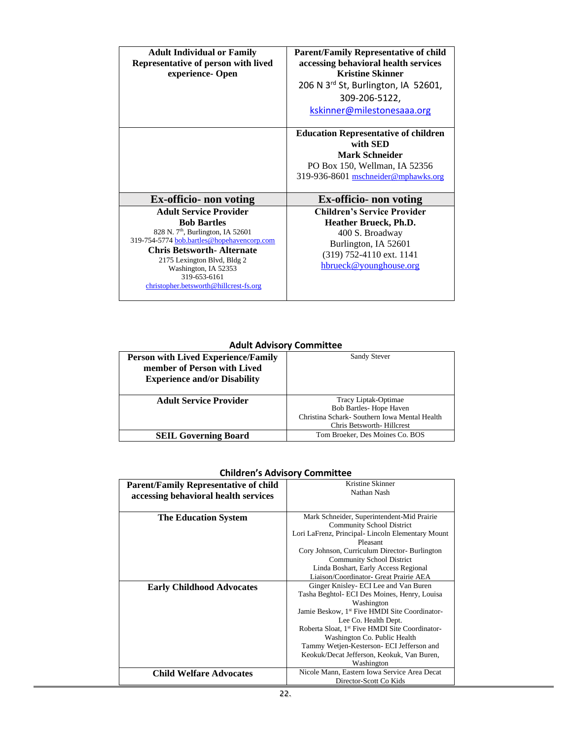| Adult Individual or Family Representative of person with lived experience- Open | Parent/Family Representative of child accessing behavioral health services<br>**Kristine Skinner**<br>206 N 3rd St, Burlington, IA 52601,<br>309-206-5122,<br>kskinner@milestonesaaa.org |
|---|---|
| | **Education Representative of children with SED**<br>**Mark Schneider**<br>PO Box 150, Wellman, IA 52356<br>319-936-8601 mschneider@mphawks.org |
| **Ex-officio- non voting** | **Ex-officio- non voting** |
| **Adult Service Provider**<br>**Bob Bartles**<br>828 N. 7th, Burlington, IA 52601<br>319-754-5774 bob.bartles@hopehavencorp.com<br>**Chris Betsworth- Alternate**<br>2175 Lexington Blvd, Bldg 2<br>Washington, IA 52353<br>319-653-6161<br>christopher.betsworth@hillcrest-fs.org | **Children's Service Provider**<br>**Heather Brueck, Ph.D.**<br>400 S. Broadway<br>Burlington, IA 52601<br>(319) 752-4110 ext. 1141<br>hbrueck@younghouse.org |

## Adult Advisory Committee

| | |
|---|---|
| **Person with Lived Experience/Family member of Person with Lived Experience and/or Disability** | Sandy Stever |
| **Adult Service Provider** | Tracy Liptak-Optimae<br>Bob Bartles- Hope Haven<br>Christina Schark- Southern Iowa Mental Health<br>Chris Betsworth- Hillcrest |
| **SEIL Governing Board** | Tom Broeker, Des Moines Co. BOS |

## Children's Advisory Committee

| | |
|---|---|
| **Parent/Family Representative of child accessing behavioral health services** | Kristine Skinner<br>Nathan Nash |
| **The Education System** | Mark Schneider, Superintendent-Mid Prairie Community School District<br>Lori LaFrenz, Principal- Lincoln Elementary Mount Pleasant<br>Cory Johnson, Curriculum Director- Burlington Community School District<br>Linda Boshart, Early Access Regional Liaison/Coordinator- Great Prairie AEA |
| **Early Childhood Advocates** | Ginger Knisley- ECI Lee and Van Buren<br>Tasha Beghtol- ECI Des Moines, Henry, Louisa Washington<br>Jamie Beskow, 1st Five HMDI Site Coordinator-Lee Co. Health Dept.<br>Roberta Sloat, 1st Five HMDI Site Coordinator-Washington Co. Public Health<br>Tammy Wetjen-Kesterson- ECI Jefferson and Keokuk/Decat Jefferson, Keokuk, Van Buren, Washington |
| **Child Welfare Advocates** | Nicole Mann, Eastern Iowa Service Area Decat Director-Scott Co Kids |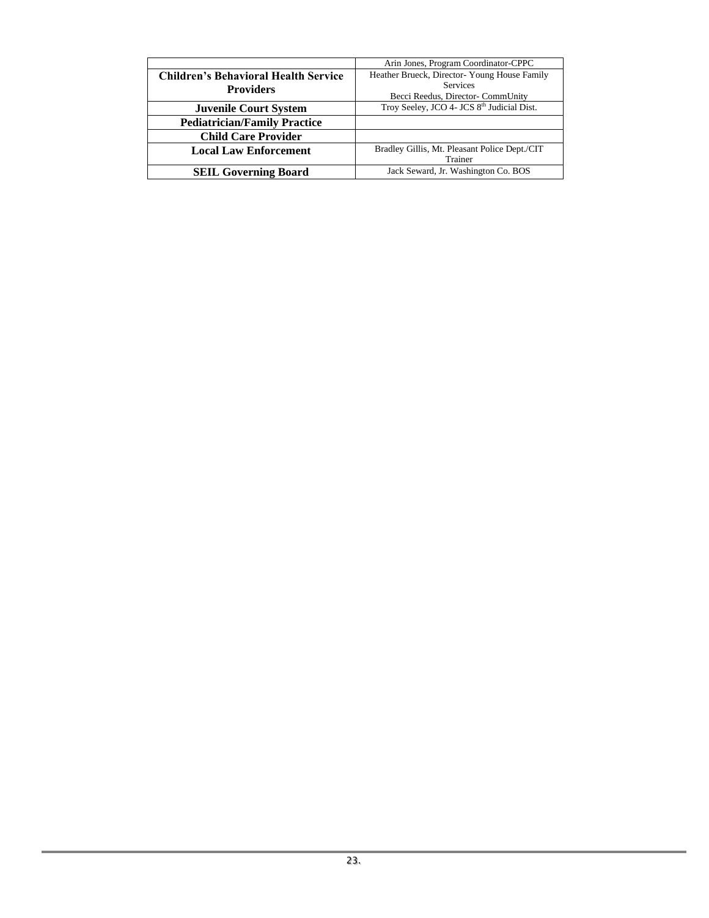| | |
|---|---|
| | Arin Jones, Program Coordinator-CPPC |
| **Children's Behavioral Health Service Providers** | Heather Brueck, Director- Young House Family Services<br>Becci Reedus, Director- CommUnity |
| **Juvenile Court System** | Troy Seeley, JCO 4- JCS 8th Judicial Dist. |
| **Pediatrician/Family Practice** | |
| **Child Care Provider** | |
| **Local Law Enforcement** | Bradley Gillis, Mt. Pleasant Police Dept./CIT Trainer |
| **SEIL Governing Board** | Jack Seward, Jr. Washington Co. BOS |